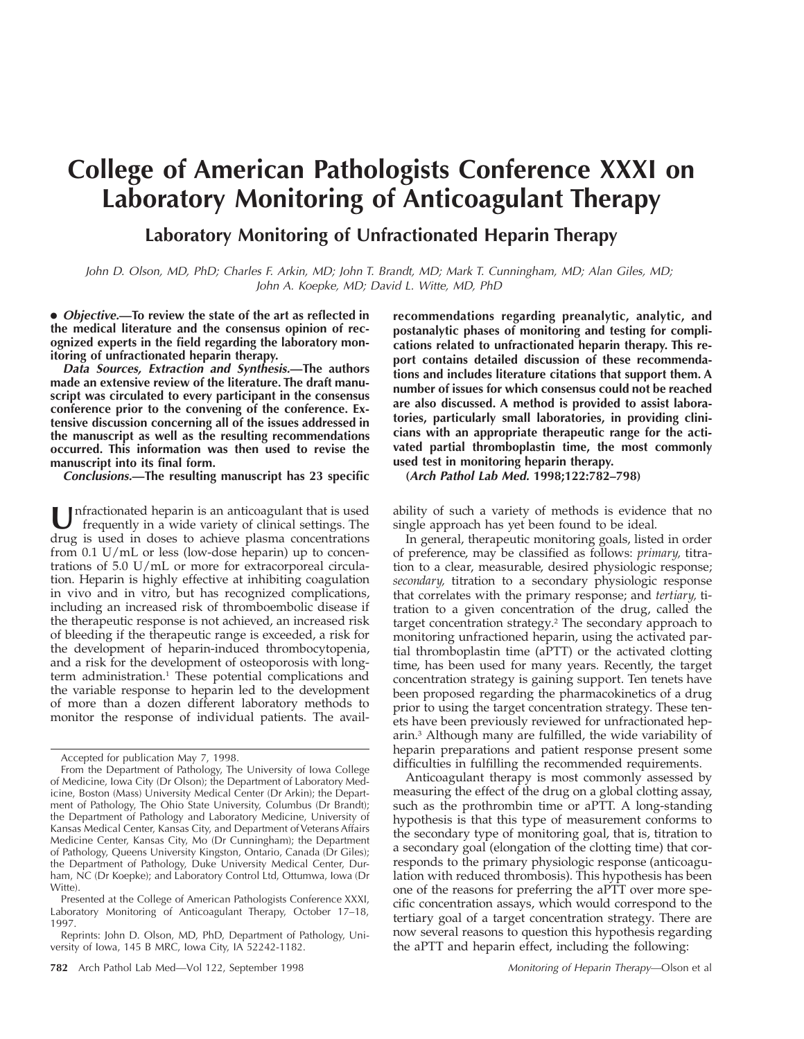# College of American Pathologists Conference XXXI on Laboratory Monitoring of Anticoagulant Therapy

## Laboratory Monitoring of Unfractionated Heparin Therapy

*John D. Olson, MD, PhD; Charles F. Arkin, MD; John T. Brandt, MD; Mark T. Cunningham, MD; Alan Giles, MD; John A. Koepke, MD; David L. Witte, MD, PhD*

• ***Objective.*—To review the state of the art as reflected in the medical literature and the consensus opinion of recognized experts in the field regarding the laboratory monitoring of unfractionated heparin therapy.**

***Data Sources, Extraction and Synthesis.*—The authors made an extensive review of the literature. The draft manuscript was circulated to every participant in the consensus conference prior to the convening of the conference. Extensive discussion concerning all of the issues addressed in the manuscript as well as the resulting recommendations occurred. This information was then used to revise the manuscript into its final form.**

***Conclusions.*—The resulting manuscript has 23 specific recommendations regarding preanalytic, analytic, and postanalytic phases of monitoring and testing for complications related to unfractionated heparin therapy. This report contains detailed discussion of these recommendations and includes literature citations that support them. A number of issues for which consensus could not be reached are also discussed. A method is provided to assist laboratories, particularly small laboratories, in providing clinicians with an appropriate therapeutic range for the activated partial thromboplastin time, the most commonly used test in monitoring heparin therapy.**

**(*Arch Pathol Lab Med.* 1998;122:782–798)**

Unfractionated heparin is an anticoagulant that is used frequently in a wide variety of clinical settings. The drug is used in doses to achieve plasma concentrations from 0.1 U/mL or less (low-dose heparin) up to concentrations of 5.0 U/mL or more for extracorporeal circulation. Heparin is highly effective at inhibiting coagulation in vivo and in vitro, but has recognized complications, including an increased risk of thromboembolic disease if the therapeutic response is not achieved, an increased risk of bleeding if the therapeutic range is exceeded, a risk for the development of heparin-induced thrombocytopenia, and a risk for the development of osteoporosis with long-term administration.[1] These potential complications and the variable response to heparin led to the development of more than a dozen different laboratory methods to monitor the response of individual patients. The availability of such a variety of methods is evidence that no single approach has yet been found to be ideal.

In general, therapeutic monitoring goals, listed in order of preference, may be classified as follows: *primary,* titration to a clear, measurable, desired physiologic response; *secondary,* titration to a secondary physiologic response that correlates with the primary response; and *tertiary,* titration to a given concentration of the drug, called the target concentration strategy.[2] The secondary approach to monitoring unfractioned heparin, using the activated partial thromboplastin time (aPTT) or the activated clotting time, has been used for many years. Recently, the target concentration strategy is gaining support. Ten tenets have been proposed regarding the pharmacokinetics of a drug prior to using the target concentration strategy. These tenets have been previously reviewed for unfractionated heparin.[3] Although many are fulfilled, the wide variability of heparin preparations and patient response present some difficulties in fulfilling the recommended requirements.

Anticoagulant therapy is most commonly assessed by measuring the effect of the drug on a global clotting assay, such as the prothrombin time or aPTT. A long-standing hypothesis is that this type of measurement conforms to the secondary type of monitoring goal, that is, titration to a secondary goal (elongation of the clotting time) that corresponds to the primary physiologic response (anticoagulation with reduced thrombosis). This hypothesis has been one of the reasons for preferring the aPTT over more specific concentration assays, which would correspond to the tertiary goal of a target concentration strategy. There are now several reasons to question this hypothesis regarding the aPTT and heparin effect, including the following:

---

Accepted for publication May 7, 1998.

From the Department of Pathology, The University of Iowa College of Medicine, Iowa City (Dr Olson); the Department of Laboratory Medicine, Boston (Mass) University Medical Center (Dr Arkin); the Department of Pathology, The Ohio State University, Columbus (Dr Brandt); the Department of Pathology and Laboratory Medicine, University of Kansas Medical Center, Kansas City, and Department of Veterans Affairs Medicine Center, Kansas City, Mo (Dr Cunningham); the Department of Pathology, Queens University Kingston, Ontario, Canada (Dr Giles); the Department of Pathology, Duke University Medical Center, Durham, NC (Dr Koepke); and Laboratory Control Ltd, Ottumwa, Iowa (Dr Witte).

Presented at the College of American Pathologists Conference XXXI, Laboratory Monitoring of Anticoagulant Therapy, October 17–18, 1997.

Reprints: John D. Olson, MD, PhD, Department of Pathology, University of Iowa, 145 B MRC, Iowa City, IA 52242-1182.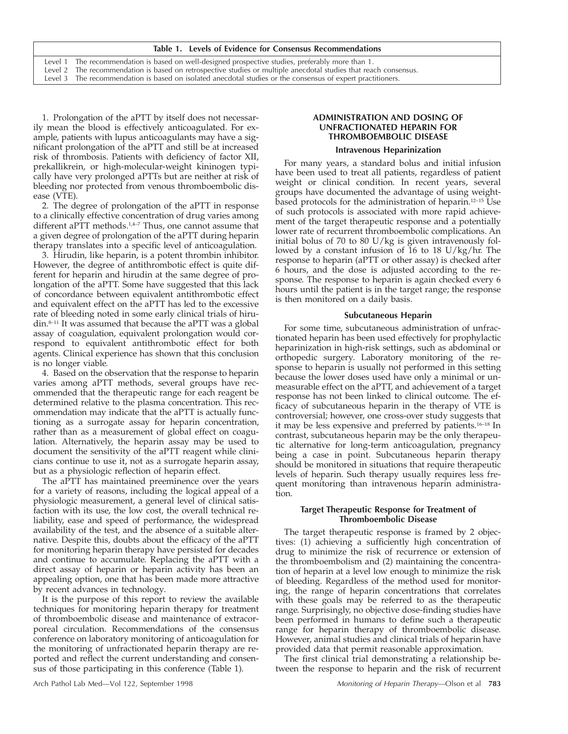**Table 1. Levels of Evidence for Consensus Recommendations**

| Level | Description |
|---|---|
| Level 1 | The recommendation is based on well-designed prospective studies, preferably more than 1. |
| Level 2 | The recommendation is based on retrospective studies or multiple anecdotal studies that reach consensus. |
| Level 3 | The recommendation is based on isolated anecdotal studies or the consensus of expert practitioners. |

1. Prolongation of the aPTT by itself does not necessarily mean the blood is effectively anticoagulated. For example, patients with lupus anticoagulants may have a significant prolongation of the aPTT and still be at increased risk of thrombosis. Patients with deficiency of factor XII, prekallikrein, or high-molecular-weight kininogen typically have very prolonged aPTTs but are neither at risk of bleeding nor protected from venous thromboembolic disease (VTE).

2. The degree of prolongation of the aPTT in response to a clinically effective concentration of drug varies among different aPTT methods.[1,4–7] Thus, one cannot assume that a given degree of prolongation of the aPTT during heparin therapy translates into a specific level of anticoagulation.

3. Hirudin, like heparin, is a potent thrombin inhibitor. However, the degree of antithrombotic effect is quite different for heparin and hirudin at the same degree of prolongation of the aPTT. Some have suggested that this lack of concordance between equivalent antithrombotic effect and equivalent effect on the aPTT has led to the excessive rate of bleeding noted in some early clinical trials of hirudin.[8–11] It was assumed that because the aPTT was a global assay of coagulation, equivalent prolongation would correspond to equivalent antithrombotic effect for both agents. Clinical experience has shown that this conclusion is no longer viable.

4. Based on the observation that the response to heparin varies among aPTT methods, several groups have recommended that the therapeutic range for each reagent be determined relative to the plasma concentration. This recommendation may indicate that the aPTT is actually functioning as a surrogate assay for heparin concentration, rather than as a measurement of global effect on coagulation. Alternatively, the heparin assay may be used to document the sensitivity of the aPTT reagent while clinicians continue to use it, not as a surrogate heparin assay, but as a physiologic reflection of heparin effect.

The aPTT has maintained preeminence over the years for a variety of reasons, including the logical appeal of a physiologic measurement, a general level of clinical satisfaction with its use, the low cost, the overall technical reliability, ease and speed of performance, the widespread availability of the test, and the absence of a suitable alternative. Despite this, doubts about the efficacy of the aPTT for monitoring heparin therapy have persisted for decades and continue to accumulate. Replacing the aPTT with a direct assay of heparin or heparin activity has been an appealing option, one that has been made more attractive by recent advances in technology.

It is the purpose of this report to review the available techniques for monitoring heparin therapy for treatment of thromboembolic disease and maintenance of extracorporeal circulation. Recommendations of the consensus conference on laboratory monitoring of anticoagulation for the monitoring of unfractionated heparin therapy are reported and reflect the current understanding and consensus of those participating in this conference (Table 1).

## ADMINISTRATION AND DOSING OF UNFRACTIONATED HEPARIN FOR THROMBOEMBOLIC DISEASE

### Intravenous Heparinization

For many years, a standard bolus and initial infusion have been used to treat all patients, regardless of patient weight or clinical condition. In recent years, several groups have documented the advantage of using weight-based protocols for the administration of heparin.[12–15] Use of such protocols is associated with more rapid achievement of the target therapeutic response and a potentially lower rate of recurrent thromboembolic complications. An initial bolus of 70 to 80 U/kg is given intravenously followed by a constant infusion of 16 to 18 U/kg/hr. The response to heparin (aPTT or other assay) is checked after 6 hours, and the dose is adjusted according to the response. The response to heparin is again checked every 6 hours until the patient is in the target range; the response is then monitored on a daily basis.

### Subcutaneous Heparin

For some time, subcutaneous administration of unfractionated heparin has been used effectively for prophylactic heparinization in high-risk settings, such as abdominal or orthopedic surgery. Laboratory monitoring of the response to heparin is usually not performed in this setting because the lower doses used have only a minimal or unmeasurable effect on the aPTT, and achievement of a target response has not been linked to clinical outcome. The efficacy of subcutaneous heparin in the therapy of VTE is controversial; however, one cross-over study suggests that it may be less expensive and preferred by patients.[16–18] In contrast, subcutaneous heparin may be the only therapeutic alternative for long-term anticoagulation, pregnancy being a case in point. Subcutaneous heparin therapy should be monitored in situations that require therapeutic levels of heparin. Such therapy usually requires less frequent monitoring than intravenous heparin administration.

### Target Therapeutic Response for Treatment of Thromboembolic Disease

The target therapeutic response is framed by 2 objectives: (1) achieving a sufficiently high concentration of drug to minimize the risk of recurrence or extension of the thromboembolism and (2) maintaining the concentration of heparin at a level low enough to minimize the risk of bleeding. Regardless of the method used for monitoring, the range of heparin concentrations that correlates with these goals may be referred to as the therapeutic range. Surprisingly, no objective dose-finding studies have been performed in humans to define such a therapeutic range for heparin therapy of thromboembolic disease. However, animal studies and clinical trials of heparin have provided data that permit reasonable approximation.

The first clinical trial demonstrating a relationship between the response to heparin and the risk of recurrent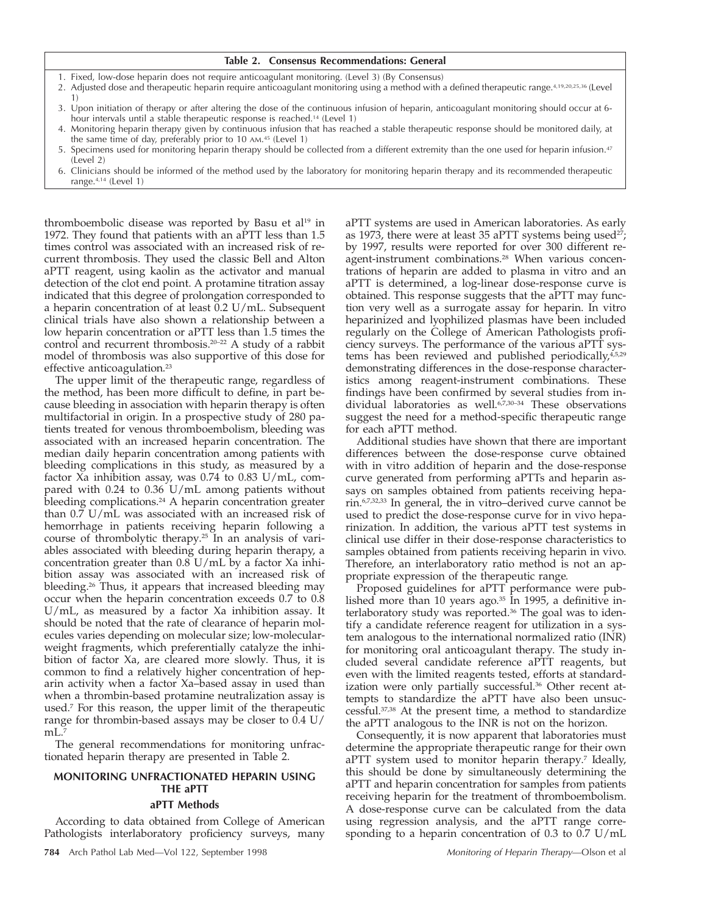**Table 2. Consensus Recommendations: General**

1. Fixed, low-dose heparin does not require anticoagulant monitoring. (Level 3) (By Consensus)
2. Adjusted dose and therapeutic heparin require anticoagulant monitoring using a method with a defined therapeutic range.[4,19,20,25,36] (Level 1)
3. Upon initiation of therapy or after altering the dose of the continuous infusion of heparin, anticoagulant monitoring should occur at 6-hour intervals until a stable therapeutic response is reached.[14] (Level 1)
4. Monitoring heparin therapy given by continuous infusion that has reached a stable therapeutic response should be monitored daily, at the same time of day, preferably prior to 10 AM.[45] (Level 1)
5. Specimens used for monitoring heparin therapy should be collected from a different extremity than the one used for heparin infusion.[47] (Level 2)
6. Clinicians should be informed of the method used by the laboratory for monitoring heparin therapy and its recommended therapeutic range.[4,14] (Level 1)

thromboembolic disease was reported by Basu et al[19] in 1972. They found that patients with an aPTT less than 1.5 times control was associated with an increased risk of recurrent thrombosis. They used the classic Bell and Alton aPTT reagent, using kaolin as the activator and manual detection of the clot end point. A protamine titration assay indicated that this degree of prolongation corresponded to a heparin concentration of at least 0.2 U/mL. Subsequent clinical trials have also shown a relationship between a low heparin concentration or aPTT less than 1.5 times the control and recurrent thrombosis.[20–22] A study of a rabbit model of thrombosis was also supportive of this dose for effective anticoagulation.[23]

The upper limit of the therapeutic range, regardless of the method, has been more difficult to define, in part because bleeding in association with heparin therapy is often multifactorial in origin. In a prospective study of 280 patients treated for venous thromboembolism, bleeding was associated with an increased heparin concentration. The median daily heparin concentration among patients with bleeding complications in this study, as measured by a factor Xa inhibition assay, was 0.74 to 0.83 U/mL, compared with 0.24 to 0.36 U/mL among patients without bleeding complications.[24] A heparin concentration greater than 0.7 U/mL was associated with an increased risk of hemorrhage in patients receiving heparin following a course of thrombolytic therapy.[25] In an analysis of variables associated with bleeding during heparin therapy, a concentration greater than 0.8 U/mL by a factor Xa inhibition assay was associated with an increased risk of bleeding.[26] Thus, it appears that increased bleeding may occur when the heparin concentration exceeds 0.7 to 0.8 U/mL, as measured by a factor Xa inhibition assay. It should be noted that the rate of clearance of heparin molecules varies depending on molecular size; low-molecular-weight fragments, which preferentially catalyze the inhibition of factor Xa, are cleared more slowly. Thus, it is common to find a relatively higher concentration of heparin activity when a factor Xa–based assay in used than when a thrombin-based protamine neutralization assay is used.[7] For this reason, the upper limit of the therapeutic range for thrombin-based assays may be closer to 0.4 U/mL.[7]

The general recommendations for monitoring unfractionated heparin therapy are presented in Table 2.

## MONITORING UNFRACTIONATED HEPARIN USING THE aPTT

### aPTT Methods

According to data obtained from College of American Pathologists interlaboratory proficiency surveys, many aPTT systems are used in American laboratories. As early as 1973, there were at least 35 aPTT systems being used[27]; by 1997, results were reported for over 300 different reagent-instrument combinations.[28] When various concentrations of heparin are added to plasma in vitro and an aPTT is determined, a log-linear dose-response curve is obtained. This response suggests that the aPTT may function very well as a surrogate assay for heparin. In vitro heparinized and lyophilized plasmas have been included regularly on the College of American Pathologists proficiency surveys. The performance of the various aPTT systems has been reviewed and published periodically,[4,5,29] demonstrating differences in the dose-response characteristics among reagent-instrument combinations. These findings have been confirmed by several studies from individual laboratories as well.[6,7,30–34] These observations suggest the need for a method-specific therapeutic range for each aPTT method.

Additional studies have shown that there are important differences between the dose-response curve obtained with in vitro addition of heparin and the dose-response curve generated from performing aPTTs and heparin assays on samples obtained from patients receiving heparin.[6,7,32,33] In general, the in vitro–derived curve cannot be used to predict the dose-response curve for in vivo heparinization. In addition, the various aPTT test systems in clinical use differ in their dose-response characteristics to samples obtained from patients receiving heparin in vivo. Therefore, an interlaboratory ratio method is not an appropriate expression of the therapeutic range.

Proposed guidelines for aPTT performance were published more than 10 years ago.[35] In 1995, a definitive interlaboratory study was reported.[36] The goal was to identify a candidate reference reagent for utilization in a system analogous to the international normalized ratio (INR) for monitoring oral anticoagulant therapy. The study included several candidate reference aPTT reagents, but even with the limited reagents tested, efforts at standardization were only partially successful.[36] Other recent attempts to standardize the aPTT have also been unsuccessful.[37,38] At the present time, a method to standardize the aPTT analogous to the INR is not on the horizon.

Consequently, it is now apparent that laboratories must determine the appropriate therapeutic range for their own aPTT system used to monitor heparin therapy.[7] Ideally, this should be done by simultaneously determining the aPTT and heparin concentration for samples from patients receiving heparin for the treatment of thromboembolism. A dose-response curve can be calculated from the data using regression analysis, and the aPTT range corresponding to a heparin concentration of 0.3 to 0.7 U/mL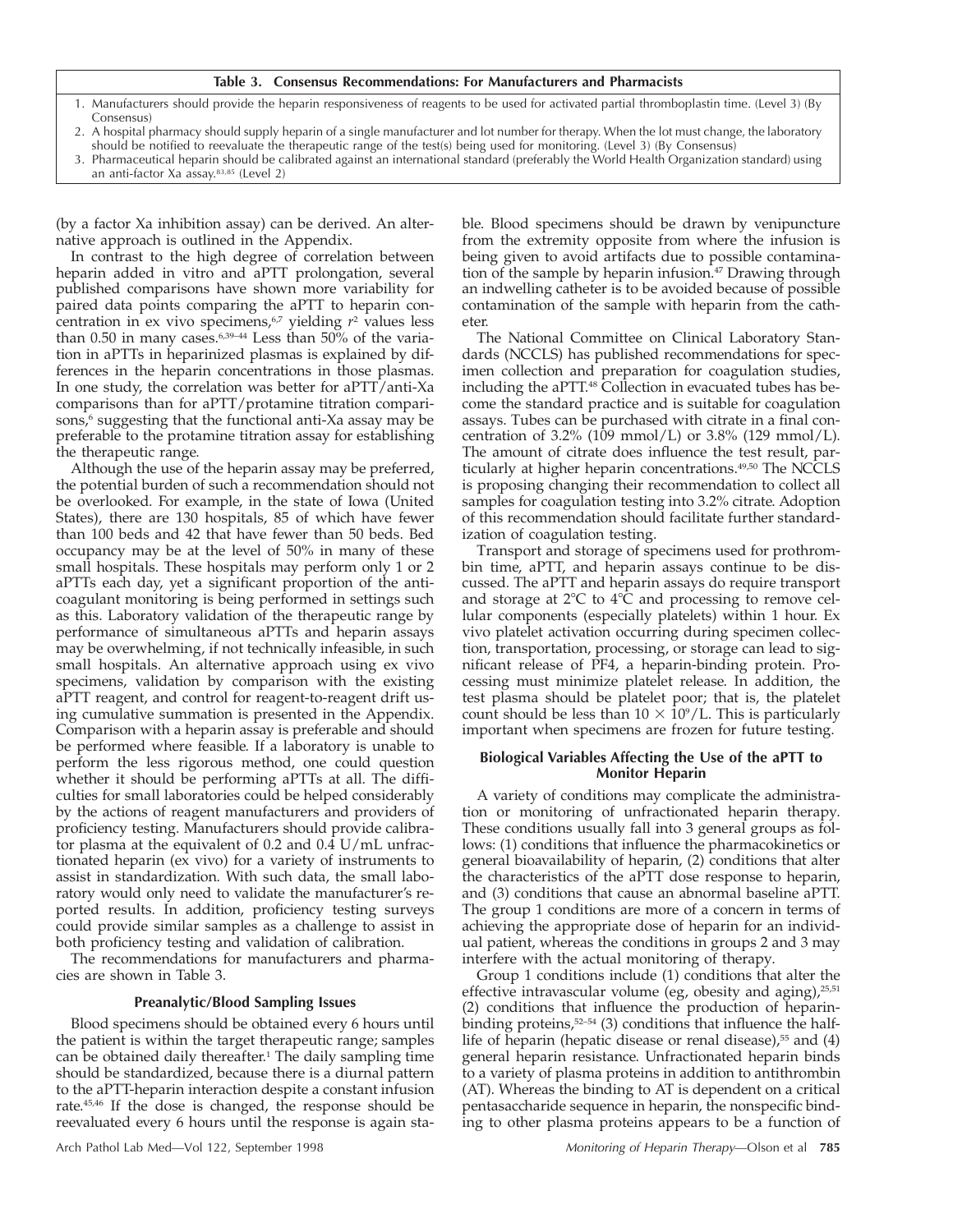**Table 3. Consensus Recommendations: For Manufacturers and Pharmacists**

1. Manufacturers should provide the heparin responsiveness of reagents to be used for activated partial thromboplastin time. (Level 3) (By Consensus)
2. A hospital pharmacy should supply heparin of a single manufacturer and lot number for therapy. When the lot must change, the laboratory should be notified to reevaluate the therapeutic range of the test(s) being used for monitoring. (Level 3) (By Consensus)
3. Pharmaceutical heparin should be calibrated against an international standard (preferably the World Health Organization standard) using an anti-factor Xa assay.[83,85] (Level 2)

(by a factor Xa inhibition assay) can be derived. An alternative approach is outlined in the Appendix.

In contrast to the high degree of correlation between heparin added in vitro and aPTT prolongation, several published comparisons have shown more variability for paired data points comparing the aPTT to heparin concentration in ex vivo specimens,[6,7] yielding $r^2$ values less than 0.50 in many cases.[6,39–44] Less than 50% of the variation in aPTTs in heparinized plasmas is explained by differences in the heparin concentrations in those plasmas. In one study, the correlation was better for aPTT/anti-Xa comparisons than for aPTT/protamine titration comparisons,[6] suggesting that the functional anti-Xa assay may be preferable to the protamine titration assay for establishing the therapeutic range.

Although the use of the heparin assay may be preferred, the potential burden of such a recommendation should not be overlooked. For example, in the state of Iowa (United States), there are 130 hospitals, 85 of which have fewer than 100 beds and 42 that have fewer than 50 beds. Bed occupancy may be at the level of 50% in many of these small hospitals. These hospitals may perform only 1 or 2 aPTTs each day, yet a significant proportion of the anticoagulant monitoring is being performed in settings such as this. Laboratory validation of the therapeutic range by performance of simultaneous aPTTs and heparin assays may be overwhelming, if not technically infeasible, in such small hospitals. An alternative approach using ex vivo specimens, validation by comparison with the existing aPTT reagent, and control for reagent-to-reagent drift using cumulative summation is presented in the Appendix. Comparison with a heparin assay is preferable and should be performed where feasible. If a laboratory is unable to perform the less rigorous method, one could question whether it should be performing aPTTs at all. The difficulties for small laboratories could be helped considerably by the actions of reagent manufacturers and providers of proficiency testing. Manufacturers should provide calibrator plasma at the equivalent of 0.2 and 0.4 U/mL unfractionated heparin (ex vivo) for a variety of instruments to assist in standardization. With such data, the small laboratory would only need to validate the manufacturer's reported results. In addition, proficiency testing surveys could provide similar samples as a challenge to assist in both proficiency testing and validation of calibration.

The recommendations for manufacturers and pharmacies are shown in Table 3.

## Preanalytic/Blood Sampling Issues

Blood specimens should be obtained every 6 hours until the patient is within the target therapeutic range; samples can be obtained daily thereafter.[1] The daily sampling time should be standardized, because there is a diurnal pattern to the aPTT-heparin interaction despite a constant infusion rate.[45,46] If the dose is changed, the response should be reevaluated every 6 hours until the response is again stable. Blood specimens should be drawn by venipuncture from the extremity opposite from where the infusion is being given to avoid artifacts due to possible contamination of the sample by heparin infusion.[47] Drawing through an indwelling catheter is to be avoided because of possible contamination of the sample with heparin from the catheter.

The National Committee on Clinical Laboratory Standards (NCCLS) has published recommendations for specimen collection and preparation for coagulation studies, including the aPTT.[48] Collection in evacuated tubes has become the standard practice and is suitable for coagulation assays. Tubes can be purchased with citrate in a final concentration of 3.2% (109 mmol/L) or 3.8% (129 mmol/L). The amount of citrate does influence the test result, particularly at higher heparin concentrations.[49,50] The NCCLS is proposing changing their recommendation to collect all samples for coagulation testing into 3.2% citrate. Adoption of this recommendation should facilitate further standardization of coagulation testing.

Transport and storage of specimens used for prothrombin time, aPTT, and heparin assays continue to be discussed. The aPTT and heparin assays do require transport and storage at 2°C to 4°C and processing to remove cellular components (especially platelets) within 1 hour. Ex vivo platelet activation occurring during specimen collection, transportation, processing, or storage can lead to significant release of PF4, a heparin-binding protein. Processing must minimize platelet release. In addition, the test plasma should be platelet poor; that is, the platelet count should be less than $10 \times 10^9$/L. This is particularly important when specimens are frozen for future testing.

## Biological Variables Affecting the Use of the aPTT to Monitor Heparin

A variety of conditions may complicate the administration or monitoring of unfractionated heparin therapy. These conditions usually fall into 3 general groups as follows: (1) conditions that influence the pharmacokinetics or general bioavailability of heparin, (2) conditions that alter the characteristics of the aPTT dose response to heparin, and (3) conditions that cause an abnormal baseline aPTT. The group 1 conditions are more of a concern in terms of achieving the appropriate dose of heparin for an individual patient, whereas the conditions in groups 2 and 3 may interfere with the actual monitoring of therapy.

Group 1 conditions include (1) conditions that alter the effective intravascular volume (eg, obesity and aging),[25,51] (2) conditions that influence the production of heparin-binding proteins,[52–54] (3) conditions that influence the half-life of heparin (hepatic disease or renal disease),[55] and (4) general heparin resistance. Unfractionated heparin binds to a variety of plasma proteins in addition to antithrombin (AT). Whereas the binding to AT is dependent on a critical pentasaccharide sequence in heparin, the nonspecific binding to other plasma proteins appears to be a function of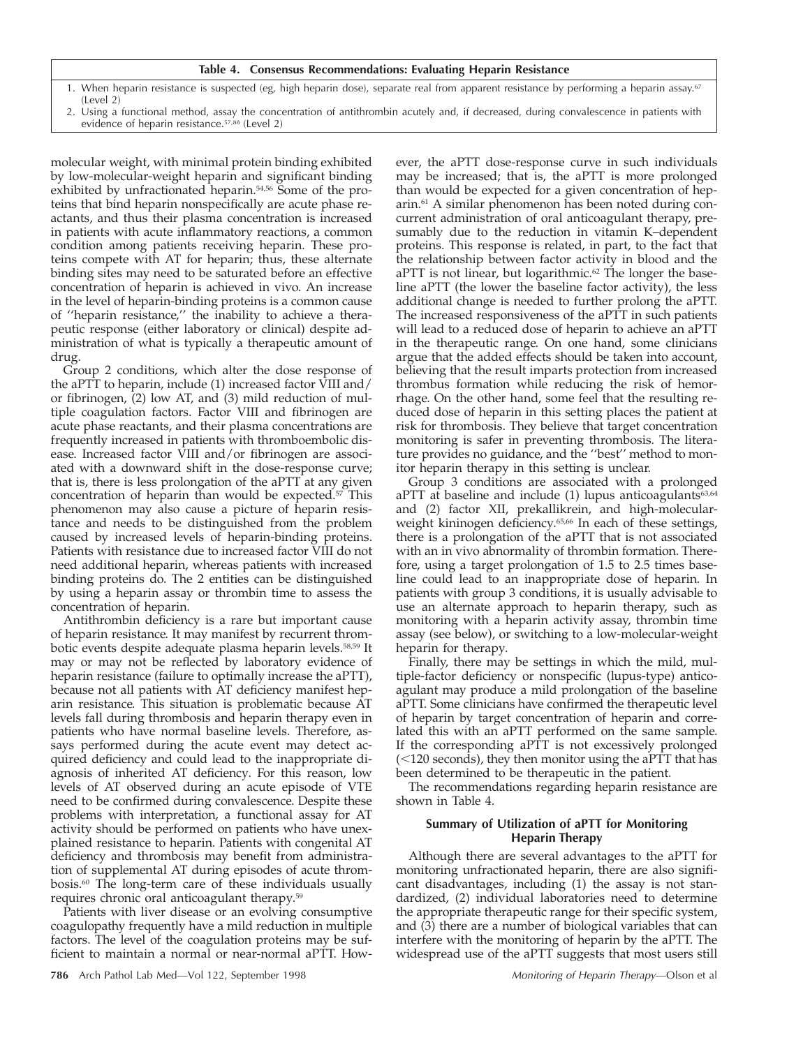**Table 4. Consensus Recommendations: Evaluating Heparin Resistance**

1. When heparin resistance is suspected (eg, high heparin dose), separate real from apparent resistance by performing a heparin assay.[67] (Level 2)
2. Using a functional method, assay the concentration of antithrombin acutely and, if decreased, during convalescence in patients with evidence of heparin resistance.[57,88] (Level 2)

molecular weight, with minimal protein binding exhibited by low-molecular-weight heparin and significant binding exhibited by unfractionated heparin.[54,56] Some of the proteins that bind heparin nonspecifically are acute phase reactants, and thus their plasma concentration is increased in patients with acute inflammatory reactions, a common condition among patients receiving heparin. These proteins compete with AT for heparin; thus, these alternate binding sites may need to be saturated before an effective concentration of heparin is achieved in vivo. An increase in the level of heparin-binding proteins is a common cause of "heparin resistance," the inability to achieve a therapeutic response (either laboratory or clinical) despite administration of what is typically a therapeutic amount of drug.

Group 2 conditions, which alter the dose response of the aPTT to heparin, include (1) increased factor VIII and/or fibrinogen, (2) low AT, and (3) mild reduction of multiple coagulation factors. Factor VIII and fibrinogen are acute phase reactants, and their plasma concentrations are frequently increased in patients with thromboembolic disease. Increased factor VIII and/or fibrinogen are associated with a downward shift in the dose-response curve; that is, there is less prolongation of the aPTT at any given concentration of heparin than would be expected.[57] This phenomenon may also cause a picture of heparin resistance and needs to be distinguished from the problem caused by increased levels of heparin-binding proteins. Patients with resistance due to increased factor VIII do not need additional heparin, whereas patients with increased binding proteins do. The 2 entities can be distinguished by using a heparin assay or thrombin time to assess the concentration of heparin.

Antithrombin deficiency is a rare but important cause of heparin resistance. It may manifest by recurrent thrombotic events despite adequate plasma heparin levels.[58,59] It may or may not be reflected by laboratory evidence of heparin resistance (failure to optimally increase the aPTT), because not all patients with AT deficiency manifest heparin resistance. This situation is problematic because AT levels fall during thrombosis and heparin therapy even in patients who have normal baseline levels. Therefore, assays performed during the acute event may detect acquired deficiency and could lead to the inappropriate diagnosis of inherited AT deficiency. For this reason, low levels of AT observed during an acute episode of VTE need to be confirmed during convalescence. Despite these problems with interpretation, a functional assay for AT activity should be performed on patients who have unexplained resistance to heparin. Patients with congenital AT deficiency and thrombosis may benefit from administration of supplemental AT during episodes of acute thrombosis.[60] The long-term care of these individuals usually requires chronic oral anticoagulant therapy.[59]

Patients with liver disease or an evolving consumptive coagulopathy frequently have a mild reduction in multiple factors. The level of the coagulation proteins may be sufficient to maintain a normal or near-normal aPTT. However, the aPTT dose-response curve in such individuals may be increased; that is, the aPTT is more prolonged than would be expected for a given concentration of heparin.[61] A similar phenomenon has been noted during concurrent administration of oral anticoagulant therapy, presumably due to the reduction in vitamin K–dependent proteins. This response is related, in part, to the fact that the relationship between factor activity in blood and the aPTT is not linear, but logarithmic.[62] The longer the baseline aPTT (the lower the baseline factor activity), the less additional change is needed to further prolong the aPTT. The increased responsiveness of the aPTT in such patients will lead to a reduced dose of heparin to achieve an aPTT in the therapeutic range. On one hand, some clinicians argue that the added effects should be taken into account, believing that the result imparts protection from increased thrombus formation while reducing the risk of hemorrhage. On the other hand, some feel that the resulting reduced dose of heparin in this setting places the patient at risk for thrombosis. They believe that target concentration monitoring is safer in preventing thrombosis. The literature provides no guidance, and the "best" method to monitor heparin therapy in this setting is unclear.

Group 3 conditions are associated with a prolonged aPTT at baseline and include (1) lupus anticoagulants[63,64] and (2) factor XII, prekallikrein, and high-molecular-weight kininogen deficiency.[65,66] In each of these settings, there is a prolongation of the aPTT that is not associated with an in vivo abnormality of thrombin formation. Therefore, using a target prolongation of 1.5 to 2.5 times baseline could lead to an inappropriate dose of heparin. In patients with group 3 conditions, it is usually advisable to use an alternate approach to heparin therapy, such as monitoring with a heparin activity assay, thrombin time assay (see below), or switching to a low-molecular-weight heparin for therapy.

Finally, there may be settings in which the mild, multiple-factor deficiency or nonspecific (lupus-type) anticoagulant may produce a mild prolongation of the baseline aPTT. Some clinicians have confirmed the therapeutic level of heparin by target concentration of heparin and correlated this with an aPTT performed on the same sample. If the corresponding aPTT is not excessively prolonged (<120 seconds), they then monitor using the aPTT that has been determined to be therapeutic in the patient.

The recommendations regarding heparin resistance are shown in Table 4.

### Summary of Utilization of aPTT for Monitoring Heparin Therapy

Although there are several advantages to the aPTT for monitoring unfractionated heparin, there are also significant disadvantages, including (1) the assay is not standardized, (2) individual laboratories need to determine the appropriate therapeutic range for their specific system, and (3) there are a number of biological variables that can interfere with the monitoring of heparin by the aPTT. The widespread use of the aPTT suggests that most users still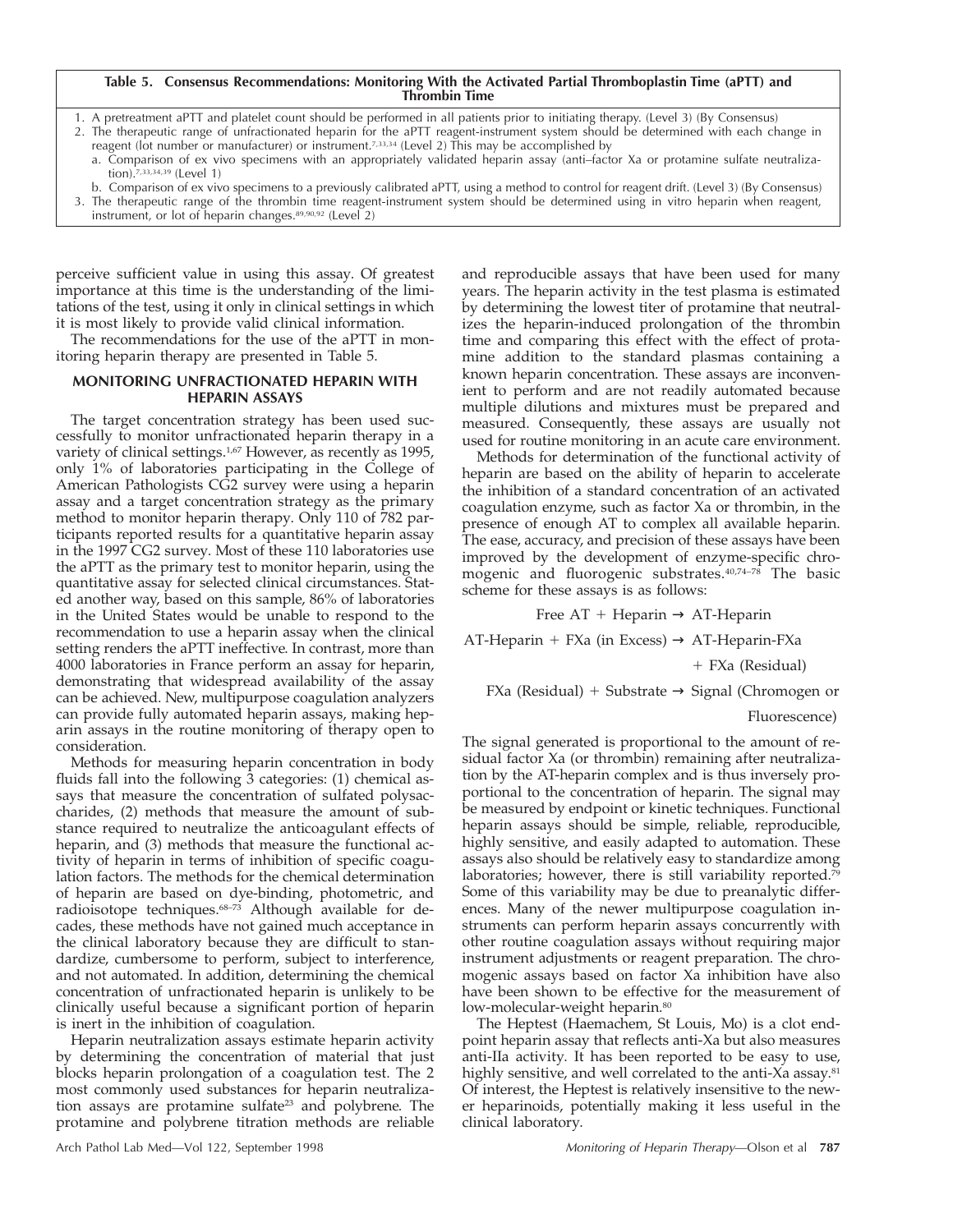**Table 5. Consensus Recommendations: Monitoring With the Activated Partial Thromboplastin Time (aPTT) and Thrombin Time**

1. A pretreatment aPTT and platelet count should be performed in all patients prior to initiating therapy. (Level 3) (By Consensus)
2. The therapeutic range of unfractionated heparin for the aPTT reagent-instrument system should be determined with each change in reagent (lot number or manufacturer) or instrument.[7,33,34] (Level 2) This may be accomplished by
   a. Comparison of ex vivo specimens with an appropriately validated heparin assay (anti–factor Xa or protamine sulfate neutralization).[7,33,34,39] (Level 1)
   b. Comparison of ex vivo specimens to a previously calibrated aPTT, using a method to control for reagent drift. (Level 3) (By Consensus)
3. The therapeutic range of the thrombin time reagent-instrument system should be determined using in vitro heparin when reagent, instrument, or lot of heparin changes.[89,90,92] (Level 2)

perceive sufficient value in using this assay. Of greatest importance at this time is the understanding of the limitations of the test, using it only in clinical settings in which it is most likely to provide valid clinical information.

The recommendations for the use of the aPTT in monitoring heparin therapy are presented in Table 5.

## MONITORING UNFRACTIONATED HEPARIN WITH HEPARIN ASSAYS

The target concentration strategy has been used successfully to monitor unfractionated heparin therapy in a variety of clinical settings.[1,67] However, as recently as 1995, only 1% of laboratories participating in the College of American Pathologists CG2 survey were using a heparin assay and a target concentration strategy as the primary method to monitor heparin therapy. Only 110 of 782 participants reported results for a quantitative heparin assay in the 1997 CG2 survey. Most of these 110 laboratories use the aPTT as the primary test to monitor heparin, using the quantitative assay for selected clinical circumstances. Stated another way, based on this sample, 86% of laboratories in the United States would be unable to respond to the recommendation to use a heparin assay when the clinical setting renders the aPTT ineffective. In contrast, more than 4000 laboratories in France perform an assay for heparin, demonstrating that widespread availability of the assay can be achieved. New, multipurpose coagulation analyzers can provide fully automated heparin assays, making heparin assays in the routine monitoring of therapy open to consideration.

Methods for measuring heparin concentration in body fluids fall into the following 3 categories: (1) chemical assays that measure the concentration of sulfated polysaccharides, (2) methods that measure the amount of substance required to neutralize the anticoagulant effects of heparin, and (3) methods that measure the functional activity of heparin in terms of inhibition of specific coagulation factors. The methods for the chemical determination of heparin are based on dye-binding, photometric, and radioisotope techniques.[68–73] Although available for decades, these methods have not gained much acceptance in the clinical laboratory because they are difficult to standardize, cumbersome to perform, subject to interference, and not automated. In addition, determining the chemical concentration of unfractionated heparin is unlikely to be clinically useful because a significant portion of heparin is inert in the inhibition of coagulation.

Heparin neutralization assays estimate heparin activity by determining the concentration of material that just blocks heparin prolongation of a coagulation test. The 2 most commonly used substances for heparin neutralization assays are protamine sulfate[23] and polybrene. The protamine and polybrene titration methods are reliable and reproducible assays that have been used for many years. The heparin activity in the test plasma is estimated by determining the lowest titer of protamine that neutralizes the heparin-induced prolongation of the thrombin time and comparing this effect with the effect of protamine addition to the standard plasmas containing a known heparin concentration. These assays are inconvenient to perform and are not readily automated because multiple dilutions and mixtures must be prepared and measured. Consequently, these assays are usually not used for routine monitoring in an acute care environment.

Methods for determination of the functional activity of heparin are based on the ability of heparin to accelerate the inhibition of a standard concentration of an activated coagulation enzyme, such as factor Xa or thrombin, in the presence of enough AT to complex all available heparin. The ease, accuracy, and precision of these assays have been improved by the development of enzyme-specific chromogenic and fluorogenic substrates.[40,74–78] The basic scheme for these assays is as follows:

$$\text{Free AT} + \text{Heparin} \rightarrow \text{AT-Heparin}$$

$$\text{AT-Heparin} + \text{FXa (in Excess)} \rightarrow \text{AT-Heparin-FXa} + \text{FXa (Residual)}$$

$$\text{FXa (Residual)} + \text{Substrate} \rightarrow \text{Signal (Chromogen or Fluorescence)}$$

The signal generated is proportional to the amount of residual factor Xa (or thrombin) remaining after neutralization by the AT-heparin complex and is thus inversely proportional to the concentration of heparin. The signal may be measured by endpoint or kinetic techniques. Functional heparin assays should be simple, reliable, reproducible, highly sensitive, and easily adapted to automation. These assays also should be relatively easy to standardize among laboratories; however, there is still variability reported.[79] Some of this variability may be due to preanalytic differences. Many of the newer multipurpose coagulation instruments can perform heparin assays concurrently with other routine coagulation assays without requiring major instrument adjustments or reagent preparation. The chromogenic assays based on factor Xa inhibition have also have been shown to be effective for the measurement of low-molecular-weight heparin.[80]

The Heptest (Haemachem, St Louis, Mo) is a clot endpoint heparin assay that reflects anti-Xa but also measures anti-IIa activity. It has been reported to be easy to use, highly sensitive, and well correlated to the anti-Xa assay.[81] Of interest, the Heptest is relatively insensitive to the newer heparinoids, potentially making it less useful in the clinical laboratory.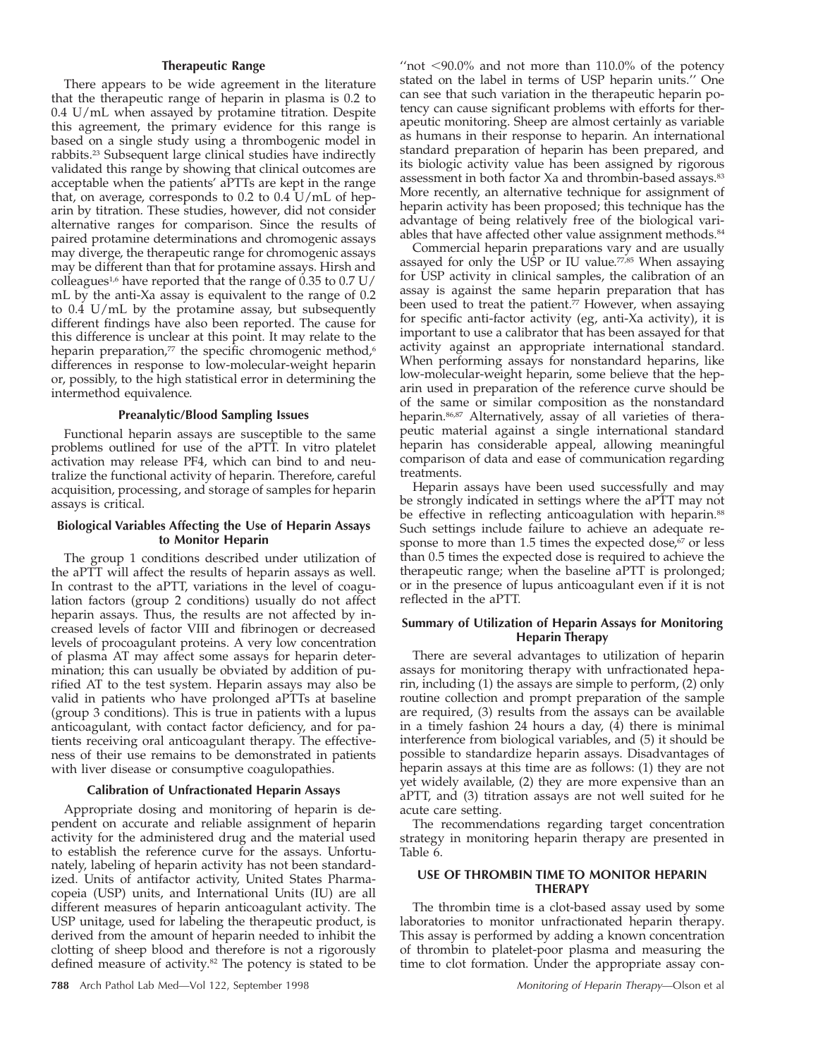### Therapeutic Range

There appears to be wide agreement in the literature that the therapeutic range of heparin in plasma is 0.2 to 0.4 U/mL when assayed by protamine titration. Despite this agreement, the primary evidence for this range is based on a single study using a thrombogenic model in rabbits.[23] Subsequent large clinical studies have indirectly validated this range by showing that clinical outcomes are acceptable when the patients' aPTTs are kept in the range that, on average, corresponds to 0.2 to 0.4 U/mL of heparin by titration. These studies, however, did not consider alternative ranges for comparison. Since the results of paired protamine determinations and chromogenic assays may diverge, the therapeutic range for chromogenic assays may be different than that for protamine assays. Hirsh and colleagues[1,6] have reported that the range of 0.35 to 0.7 U/mL by the anti-Xa assay is equivalent to the range of 0.2 to 0.4 U/mL by the protamine assay, but subsequently different findings have also been reported. The cause for this difference is unclear at this point. It may relate to the heparin preparation,[77] the specific chromogenic method,[6] differences in response to low-molecular-weight heparin or, possibly, to the high statistical error in determining the intermethod equivalence.

### Preanalytic/Blood Sampling Issues

Functional heparin assays are susceptible to the same problems outlined for use of the aPTT. In vitro platelet activation may release PF4, which can bind to and neutralize the functional activity of heparin. Therefore, careful acquisition, processing, and storage of samples for heparin assays is critical.

### Biological Variables Affecting the Use of Heparin Assays to Monitor Heparin

The group 1 conditions described under utilization of the aPTT will affect the results of heparin assays as well. In contrast to the aPTT, variations in the level of coagulation factors (group 2 conditions) usually do not affect heparin assays. Thus, the results are not affected by increased levels of factor VIII and fibrinogen or decreased levels of procoagulant proteins. A very low concentration of plasma AT may affect some assays for heparin determination; this can usually be obviated by addition of purified AT to the test system. Heparin assays may also be valid in patients who have prolonged aPTTs at baseline (group 3 conditions). This is true in patients with a lupus anticoagulant, with contact factor deficiency, and for patients receiving oral anticoagulant therapy. The effectiveness of their use remains to be demonstrated in patients with liver disease or consumptive coagulopathies.

### Calibration of Unfractionated Heparin Assays

Appropriate dosing and monitoring of heparin is dependent on accurate and reliable assignment of heparin activity for the administered drug and the material used to establish the reference curve for the assays. Unfortunately, labeling of heparin activity has not been standardized. Units of antifactor activity, United States Pharmacopeia (USP) units, and International Units (IU) are all different measures of heparin anticoagulant activity. The USP unitage, used for labeling the therapeutic product, is derived from the amount of heparin needed to inhibit the clotting of sheep blood and therefore is not a rigorously defined measure of activity.[82] The potency is stated to be "not <90.0% and not more than 110.0% of the potency stated on the label in terms of USP heparin units." One can see that such variation in the therapeutic heparin potency can cause significant problems with efforts for therapeutic monitoring. Sheep are almost certainly as variable as humans in their response to heparin. An international standard preparation of heparin has been prepared, and its biologic activity value has been assigned by rigorous assessment in both factor Xa and thrombin-based assays.[83] More recently, an alternative technique for assignment of heparin activity has been proposed; this technique has the advantage of being relatively free of the biological variables that have affected other value assignment methods.[84]

Commercial heparin preparations vary and are usually assayed for only the USP or IU value.[77,85] When assaying for USP activity in clinical samples, the calibration of an assay is against the same heparin preparation that has been used to treat the patient.[77] However, when assaying for specific anti-factor activity (eg, anti-Xa activity), it is important to use a calibrator that has been assayed for that activity against an appropriate international standard. When performing assays for nonstandard heparins, like low-molecular-weight heparin, some believe that the heparin used in preparation of the reference curve should be of the same or similar composition as the nonstandard heparin.[86,87] Alternatively, assay of all varieties of therapeutic material against a single international standard heparin has considerable appeal, allowing meaningful comparison of data and ease of communication regarding treatments.

Heparin assays have been used successfully and may be strongly indicated in settings where the aPTT may not be effective in reflecting anticoagulation with heparin.[88] Such settings include failure to achieve an adequate response to more than 1.5 times the expected dose,[67] or less than 0.5 times the expected dose is required to achieve the therapeutic range; when the baseline aPTT is prolonged; or in the presence of lupus anticoagulant even if it is not reflected in the aPTT.

### Summary of Utilization of Heparin Assays for Monitoring Heparin Therapy

There are several advantages to utilization of heparin assays for monitoring therapy with unfractionated heparin, including (1) the assays are simple to perform, (2) only routine collection and prompt preparation of the sample are required, (3) results from the assays can be available in a timely fashion 24 hours a day, (4) there is minimal interference from biological variables, and (5) it should be possible to standardize heparin assays. Disadvantages of heparin assays at this time are as follows: (1) they are not yet widely available, (2) they are more expensive than an aPTT, and (3) titration assays are not well suited for he acute care setting.

The recommendations regarding target concentration strategy in monitoring heparin therapy are presented in Table 6.

## USE OF THROMBIN TIME TO MONITOR HEPARIN THERAPY

The thrombin time is a clot-based assay used by some laboratories to monitor unfractionated heparin therapy. This assay is performed by adding a known concentration of thrombin to platelet-poor plasma and measuring the time to clot formation. Under the appropriate assay con-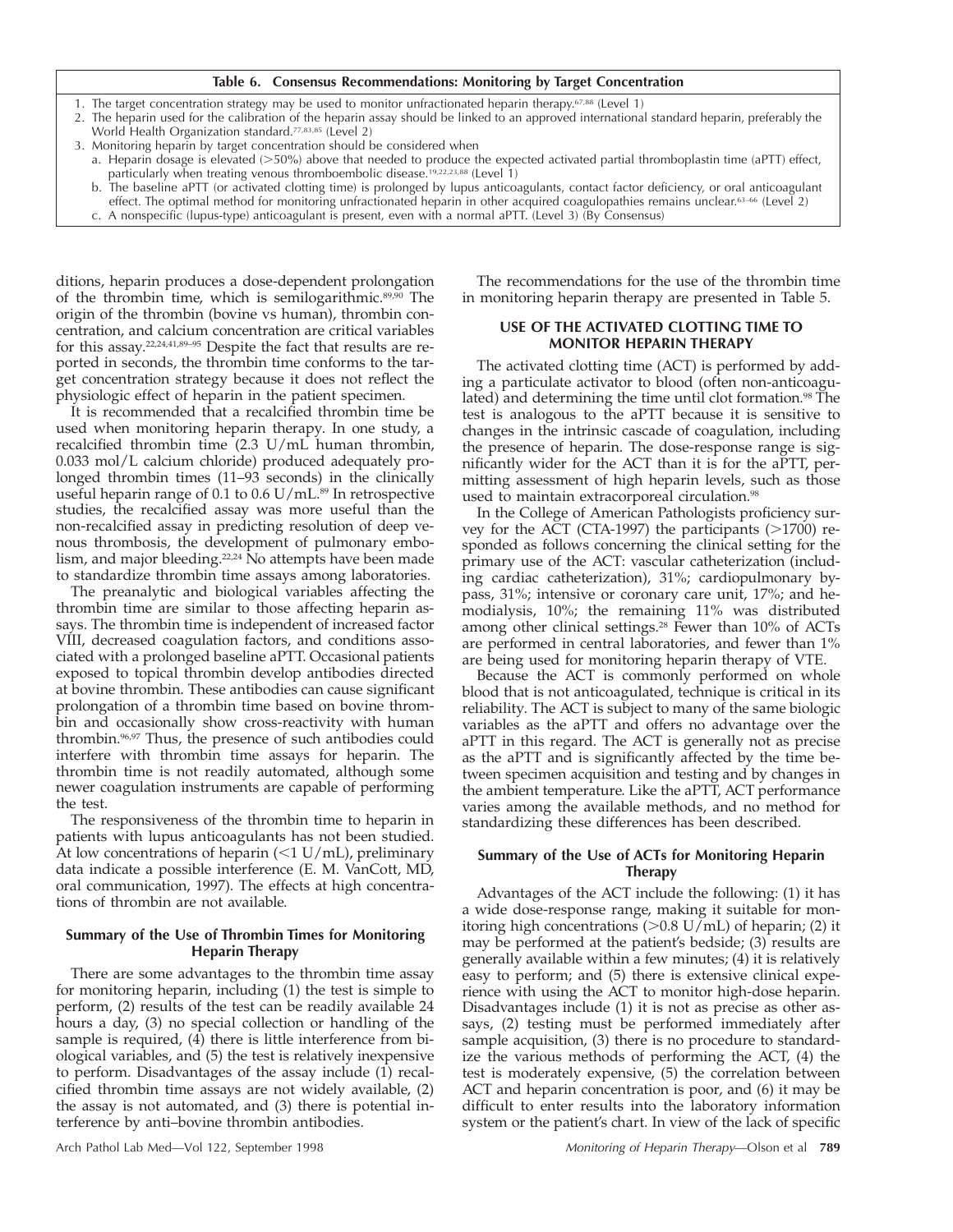**Table 6. Consensus Recommendations: Monitoring by Target Concentration**

1. The target concentration strategy may be used to monitor unfractionated heparin therapy.[67,88] (Level 1)
2. The heparin used for the calibration of the heparin assay should be linked to an approved international standard heparin, preferably the World Health Organization standard.[77,83,85] (Level 2)
3. Monitoring heparin by target concentration should be considered when
   a. Heparin dosage is elevated (>50%) above that needed to produce the expected activated partial thromboplastin time (aPTT) effect, particularly when treating venous thromboembolic disease.[19,22,23,88] (Level 1)
   b. The baseline aPTT (or activated clotting time) is prolonged by lupus anticoagulants, contact factor deficiency, or oral anticoagulant effect. The optimal method for monitoring unfractionated heparin in other acquired coagulopathies remains unclear.[63–66] (Level 2)
   c. A nonspecific (lupus-type) anticoagulant is present, even with a normal aPTT. (Level 3) (By Consensus)

ditions, heparin produces a dose-dependent prolongation of the thrombin time, which is semilogarithmic.[89,90] The origin of the thrombin (bovine vs human), thrombin concentration, and calcium concentration are critical variables for this assay.[22,24,41,89–95] Despite the fact that results are reported in seconds, the thrombin time conforms to the target concentration strategy because it does not reflect the physiologic effect of heparin in the patient specimen.

It is recommended that a recalcified thrombin time be used when monitoring heparin therapy. In one study, a recalcified thrombin time (2.3 U/mL human thrombin, 0.033 mol/L calcium chloride) produced adequately prolonged thrombin times (11–93 seconds) in the clinically useful heparin range of 0.1 to 0.6 U/mL.[89] In retrospective studies, the recalcified assay was more useful than the non-recalcified assay in predicting resolution of deep venous thrombosis, the development of pulmonary embolism, and major bleeding.[22,24] No attempts have been made to standardize thrombin time assays among laboratories.

The preanalytic and biological variables affecting the thrombin time are similar to those affecting heparin assays. The thrombin time is independent of increased factor VIII, decreased coagulation factors, and conditions associated with a prolonged baseline aPTT. Occasional patients exposed to topical thrombin develop antibodies directed at bovine thrombin. These antibodies can cause significant prolongation of a thrombin time based on bovine thrombin and occasionally show cross-reactivity with human thrombin.[96,97] Thus, the presence of such antibodies could interfere with thrombin time assays for heparin. The thrombin time is not readily automated, although some newer coagulation instruments are capable of performing the test.

The responsiveness of the thrombin time to heparin in patients with lupus anticoagulants has not been studied. At low concentrations of heparin (<1 U/mL), preliminary data indicate a possible interference (E. M. VanCott, MD, oral communication, 1997). The effects at high concentrations of thrombin are not available.

#### Summary of the Use of Thrombin Times for Monitoring Heparin Therapy

There are some advantages to the thrombin time assay for monitoring heparin, including (1) the test is simple to perform, (2) results of the test can be readily available 24 hours a day, (3) no special collection or handling of the sample is required, (4) there is little interference from biological variables, and (5) the test is relatively inexpensive to perform. Disadvantages of the assay include (1) recalcified thrombin time assays are not widely available, (2) the assay is not automated, and (3) there is potential interference by anti–bovine thrombin antibodies.

The recommendations for the use of the thrombin time in monitoring heparin therapy are presented in Table 5.

### USE OF THE ACTIVATED CLOTTING TIME TO MONITOR HEPARIN THERAPY

The activated clotting time (ACT) is performed by adding a particulate activator to blood (often non-anticoagulated) and determining the time until clot formation.[98] The test is analogous to the aPTT because it is sensitive to changes in the intrinsic cascade of coagulation, including the presence of heparin. The dose-response range is significantly wider for the ACT than it is for the aPTT, permitting assessment of high heparin levels, such as those used to maintain extracorporeal circulation.[98]

In the College of American Pathologists proficiency survey for the ACT (CTA-1997) the participants (>1700) responded as follows concerning the clinical setting for the primary use of the ACT: vascular catheterization (including cardiac catheterization), 31%; cardiopulmonary bypass, 31%; intensive or coronary care unit, 17%; and hemodialysis, 10%; the remaining 11% was distributed among other clinical settings.[28] Fewer than 10% of ACTs are performed in central laboratories, and fewer than 1% are being used for monitoring heparin therapy of VTE.

Because the ACT is commonly performed on whole blood that is not anticoagulated, technique is critical in its reliability. The ACT is subject to many of the same biologic variables as the aPTT and offers no advantage over the aPTT in this regard. The ACT is generally not as precise as the aPTT and is significantly affected by the time between specimen acquisition and testing and by changes in the ambient temperature. Like the aPTT, ACT performance varies among the available methods, and no method for standardizing these differences has been described.

#### Summary of the Use of ACTs for Monitoring Heparin Therapy

Advantages of the ACT include the following: (1) it has a wide dose-response range, making it suitable for monitoring high concentrations (>0.8 U/mL) of heparin; (2) it may be performed at the patient's bedside; (3) results are generally available within a few minutes; (4) it is relatively easy to perform; and (5) there is extensive clinical experience with using the ACT to monitor high-dose heparin. Disadvantages include (1) it is not as precise as other assays, (2) testing must be performed immediately after sample acquisition, (3) there is no procedure to standardize the various methods of performing the ACT, (4) the test is moderately expensive, (5) the correlation between ACT and heparin concentration is poor, and (6) it may be difficult to enter results into the laboratory information system or the patient's chart. In view of the lack of specific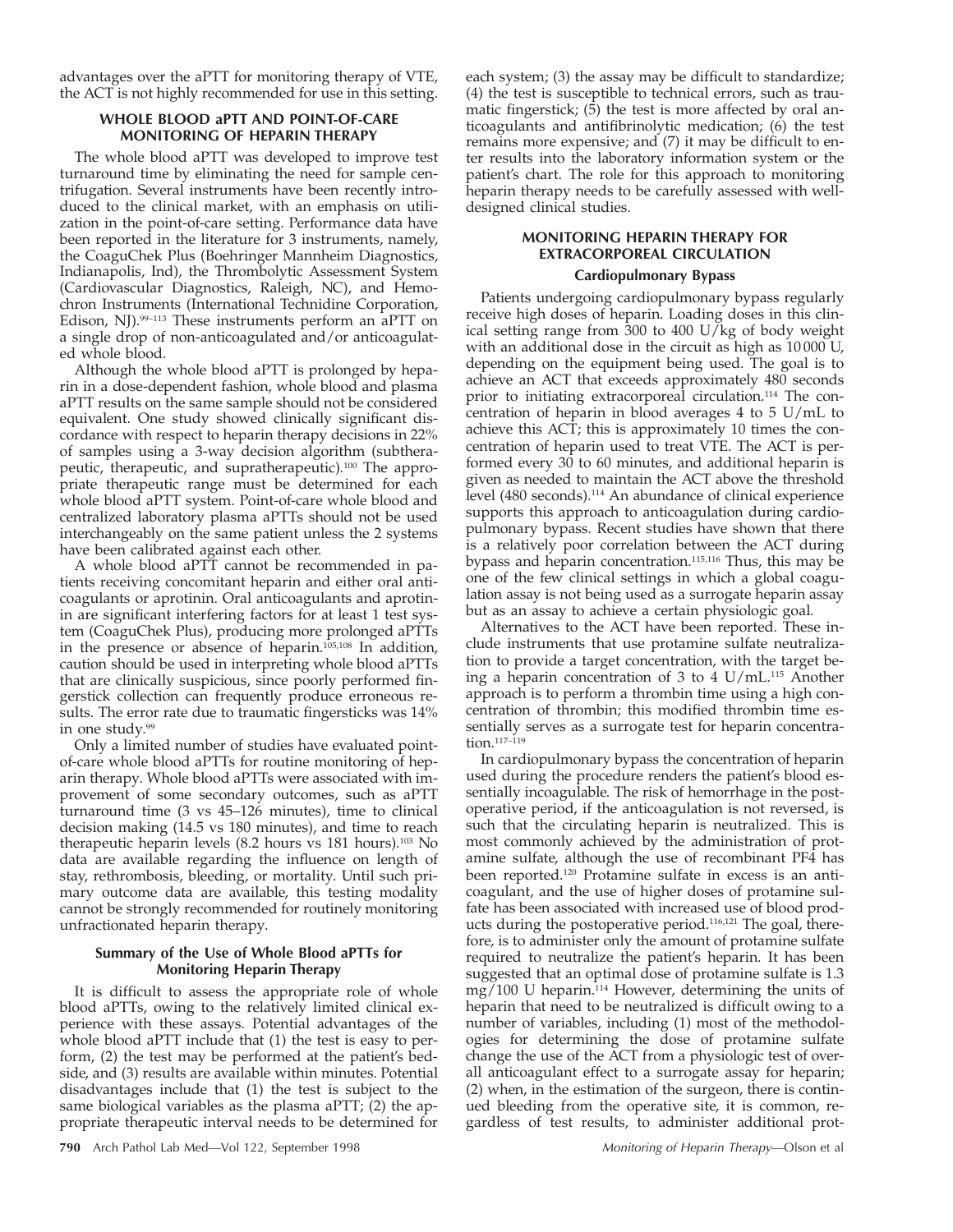advantages over the aPTT for monitoring therapy of VTE, the ACT is not highly recommended for use in this setting.

## WHOLE BLOOD aPTT AND POINT-OF-CARE MONITORING OF HEPARIN THERAPY

The whole blood aPTT was developed to improve test turnaround time by eliminating the need for sample centrifugation. Several instruments have been recently introduced to the clinical market, with an emphasis on utilization in the point-of-care setting. Performance data have been reported in the literature for 3 instruments, namely, the CoaguChek Plus (Boehringer Mannheim Diagnostics, Indianapolis, Ind), the Thrombolytic Assessment System (Cardiovascular Diagnostics, Raleigh, NC), and Hemochron Instruments (International Technidine Corporation, Edison, NJ).[99–113] These instruments perform an aPTT on a single drop of non-anticoagulated and/or anticoagulated whole blood.

Although the whole blood aPTT is prolonged by heparin in a dose-dependent fashion, whole blood and plasma aPTT results on the same sample should not be considered equivalent. One study showed clinically significant discordance with respect to heparin therapy decisions in 22% of samples using a 3-way decision algorithm (subtherapeutic, therapeutic, and supratherapeutic).[100] The appropriate therapeutic range must be determined for each whole blood aPTT system. Point-of-care whole blood and centralized laboratory plasma aPTTs should not be used interchangeably on the same patient unless the 2 systems have been calibrated against each other.

A whole blood aPTT cannot be recommended in patients receiving concomitant heparin and either oral anticoagulants or aprotinin. Oral anticoagulants and aprotinin are significant interfering factors for at least 1 test system (CoaguChek Plus), producing more prolonged aPTTs in the presence or absence of heparin.[105,108] In addition, caution should be used in interpreting whole blood aPTTs that are clinically suspicious, since poorly performed fingerstick collection can frequently produce erroneous results. The error rate due to traumatic fingersticks was 14% in one study.[99]

Only a limited number of studies have evaluated point-of-care whole blood aPTTs for routine monitoring of heparin therapy. Whole blood aPTTs were associated with improvement of some secondary outcomes, such as aPTT turnaround time (3 vs 45–126 minutes), time to clinical decision making (14.5 vs 180 minutes), and time to reach therapeutic heparin levels (8.2 hours vs 181 hours).[103] No data are available regarding the influence on length of stay, rethrombosis, bleeding, or mortality. Until such primary outcome data are available, this testing modality cannot be strongly recommended for routinely monitoring unfractionated heparin therapy.

### Summary of the Use of Whole Blood aPTTs for Monitoring Heparin Therapy

It is difficult to assess the appropriate role of whole blood aPTTs, owing to the relatively limited clinical experience with these assays. Potential advantages of the whole blood aPTT include that (1) the test is easy to perform, (2) the test may be performed at the patient's bedside, and (3) results are available within minutes. Potential disadvantages include that (1) the test is subject to the same biological variables as the plasma aPTT; (2) the appropriate therapeutic interval needs to be determined for each system; (3) the assay may be difficult to standardize; (4) the test is susceptible to technical errors, such as traumatic fingerstick; (5) the test is more affected by oral anticoagulants and antifibrinolytic medication; (6) the test remains more expensive; and (7) it may be difficult to enter results into the laboratory information system or the patient's chart. The role for this approach to monitoring heparin therapy needs to be carefully assessed with well-designed clinical studies.

## MONITORING HEPARIN THERAPY FOR EXTRACORPOREAL CIRCULATION

### Cardiopulmonary Bypass

Patients undergoing cardiopulmonary bypass regularly receive high doses of heparin. Loading doses in this clinical setting range from 300 to 400 U/kg of body weight with an additional dose in the circuit as high as 10 000 U, depending on the equipment being used. The goal is to achieve an ACT that exceeds approximately 480 seconds prior to initiating extracorporeal circulation.[114] The concentration of heparin in blood averages 4 to 5 U/mL to achieve this ACT; this is approximately 10 times the concentration of heparin used to treat VTE. The ACT is performed every 30 to 60 minutes, and additional heparin is given as needed to maintain the ACT above the threshold level (480 seconds).[114] An abundance of clinical experience supports this approach to anticoagulation during cardiopulmonary bypass. Recent studies have shown that there is a relatively poor correlation between the ACT during bypass and heparin concentration.[115,116] Thus, this may be one of the few clinical settings in which a global coagulation assay is not being used as a surrogate heparin assay but as an assay to achieve a certain physiologic goal.

Alternatives to the ACT have been reported. These include instruments that use protamine sulfate neutralization to provide a target concentration, with the target being a heparin concentration of 3 to 4 U/mL.[115] Another approach is to perform a thrombin time using a high concentration of thrombin; this modified thrombin time essentially serves as a surrogate test for heparin concentration.[117–119]

In cardiopulmonary bypass the concentration of heparin used during the procedure renders the patient's blood essentially incoagulable. The risk of hemorrhage in the postoperative period, if the anticoagulation is not reversed, is such that the circulating heparin is neutralized. This is most commonly achieved by the administration of protamine sulfate, although the use of recombinant PF4 has been reported.[120] Protamine sulfate in excess is an anticoagulant, and the use of higher doses of protamine sulfate has been associated with increased use of blood products during the postoperative period.[116,121] The goal, therefore, is to administer only the amount of protamine sulfate required to neutralize the patient's heparin. It has been suggested that an optimal dose of protamine sulfate is 1.3 mg/100 U heparin.[114] However, determining the units of heparin that need to be neutralized is difficult owing to a number of variables, including (1) most of the methodologies for determining the dose of protamine sulfate change the use of the ACT from a physiologic test of overall anticoagulant effect to a surrogate assay for heparin; (2) when, in the estimation of the surgeon, there is continued bleeding from the operative site, it is common, regardless of test results, to administer additional prot-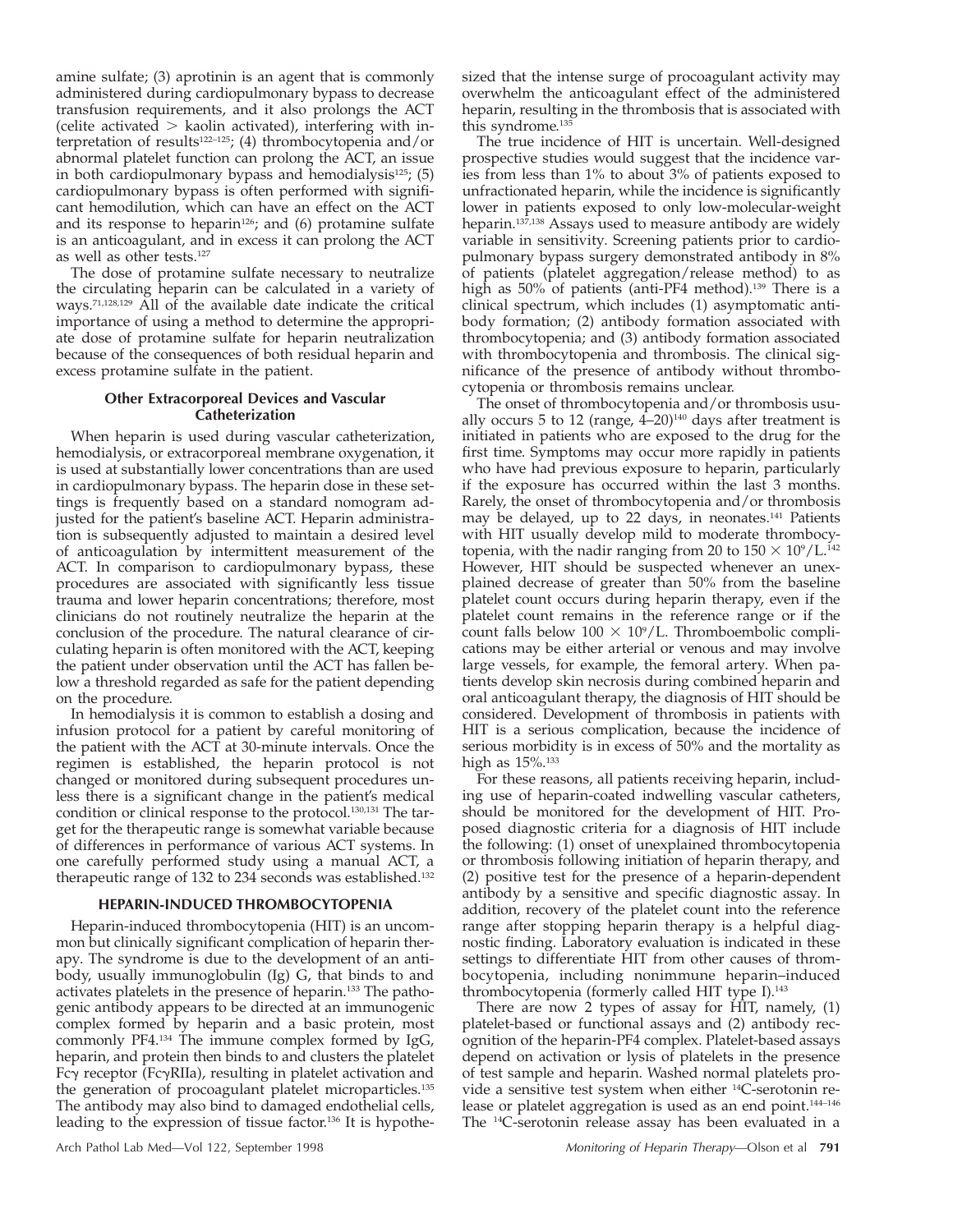amine sulfate; (3) aprotinin is an agent that is commonly administered during cardiopulmonary bypass to decrease transfusion requirements, and it also prolongs the ACT (celite activated > kaolin activated), interfering with interpretation of results[122–125]; (4) thrombocytopenia and/or abnormal platelet function can prolong the ACT, an issue in both cardiopulmonary bypass and hemodialysis[125]; (5) cardiopulmonary bypass is often performed with significant hemodilution, which can have an effect on the ACT and its response to heparin[126]; and (6) protamine sulfate is an anticoagulant, and in excess it can prolong the ACT as well as other tests.[127]

The dose of protamine sulfate necessary to neutralize the circulating heparin can be calculated in a variety of ways.[71,128,129] All of the available date indicate the critical importance of using a method to determine the appropriate dose of protamine sulfate for heparin neutralization because of the consequences of both residual heparin and excess protamine sulfate in the patient.

### Other Extracorporeal Devices and Vascular Catheterization

When heparin is used during vascular catheterization, hemodialysis, or extracorporeal membrane oxygenation, it is used at substantially lower concentrations than are used in cardiopulmonary bypass. The heparin dose in these settings is frequently based on a standard nomogram adjusted for the patient's baseline ACT. Heparin administration is subsequently adjusted to maintain a desired level of anticoagulation by intermittent measurement of the ACT. In comparison to cardiopulmonary bypass, these procedures are associated with significantly less tissue trauma and lower heparin concentrations; therefore, most clinicians do not routinely neutralize the heparin at the conclusion of the procedure. The natural clearance of circulating heparin is often monitored with the ACT, keeping the patient under observation until the ACT has fallen below a threshold regarded as safe for the patient depending on the procedure.

In hemodialysis it is common to establish a dosing and infusion protocol for a patient by careful monitoring of the patient with the ACT at 30-minute intervals. Once the regimen is established, the heparin protocol is not changed or monitored during subsequent procedures unless there is a significant change in the patient's medical condition or clinical response to the protocol.[130,131] The target for the therapeutic range is somewhat variable because of differences in performance of various ACT systems. In one carefully performed study using a manual ACT, a therapeutic range of 132 to 234 seconds was established.[132]

## HEPARIN-INDUCED THROMBOCYTOPENIA

Heparin-induced thrombocytopenia (HIT) is an uncommon but clinically significant complication of heparin therapy. The syndrome is due to the development of an antibody, usually immunoglobulin (Ig) G, that binds to and activates platelets in the presence of heparin.[133] The pathogenic antibody appears to be directed at an immunogenic complex formed by heparin and a basic protein, most commonly PF4.[134] The immune complex formed by IgG, heparin, and protein then binds to and clusters the platelet Fcγ receptor (FcγRIIa), resulting in platelet activation and the generation of procoagulant platelet microparticles.[135] The antibody may also bind to damaged endothelial cells, leading to the expression of tissue factor.[136] It is hypothesized that the intense surge of procoagulant activity may overwhelm the anticoagulant effect of the administered heparin, resulting in the thrombosis that is associated with this syndrome.[135]

The true incidence of HIT is uncertain. Well-designed prospective studies would suggest that the incidence varies from less than 1% to about 3% of patients exposed to unfractionated heparin, while the incidence is significantly lower in patients exposed to only low-molecular-weight heparin.[137,138] Assays used to measure antibody are widely variable in sensitivity. Screening patients prior to cardiopulmonary bypass surgery demonstrated antibody in 8% of patients (platelet aggregation/release method) to as high as 50% of patients (anti-PF4 method).[139] There is a clinical spectrum, which includes (1) asymptomatic antibody formation; (2) antibody formation associated with thrombocytopenia; and (3) antibody formation associated with thrombocytopenia and thrombosis. The clinical significance of the presence of antibody without thrombocytopenia or thrombosis remains unclear.

The onset of thrombocytopenia and/or thrombosis usually occurs 5 to 12 (range, 4–20)[140] days after treatment is initiated in patients who are exposed to the drug for the first time. Symptoms may occur more rapidly in patients who have had previous exposure to heparin, particularly if the exposure has occurred within the last 3 months. Rarely, the onset of thrombocytopenia and/or thrombosis may be delayed, up to 22 days, in neonates.[141] Patients with HIT usually develop mild to moderate thrombocytopenia, with the nadir ranging from 20 to 150 $\times$ $10^9$/L.[142] However, HIT should be suspected whenever an unexplained decrease of greater than 50% from the baseline platelet count occurs during heparin therapy, even if the platelet count remains in the reference range or if the count falls below 100 $\times$ $10^9$/L. Thromboembolic complications may be either arterial or venous and may involve large vessels, for example, the femoral artery. When patients develop skin necrosis during combined heparin and oral anticoagulant therapy, the diagnosis of HIT should be considered. Development of thrombosis in patients with HIT is a serious complication, because the incidence of serious morbidity is in excess of 50% and the mortality as high as 15%.[133]

For these reasons, all patients receiving heparin, including use of heparin-coated indwelling vascular catheters, should be monitored for the development of HIT. Proposed diagnostic criteria for a diagnosis of HIT include the following: (1) onset of unexplained thrombocytopenia or thrombosis following initiation of heparin therapy, and (2) positive test for the presence of a heparin-dependent antibody by a sensitive and specific diagnostic assay. In addition, recovery of the platelet count into the reference range after stopping heparin therapy is a helpful diagnostic finding. Laboratory evaluation is indicated in these settings to differentiate HIT from other causes of thrombocytopenia, including nonimmune heparin–induced thrombocytopenia (formerly called HIT type I).[143]

There are now 2 types of assay for HIT, namely, (1) platelet-based or functional assays and (2) antibody recognition of the heparin-PF4 complex. Platelet-based assays depend on activation or lysis of platelets in the presence of test sample and heparin. Washed normal platelets provide a sensitive test system when either $^{14}$C-serotonin release or platelet aggregation is used as an end point.[144–146] The $^{14}$C-serotonin release assay has been evaluated in a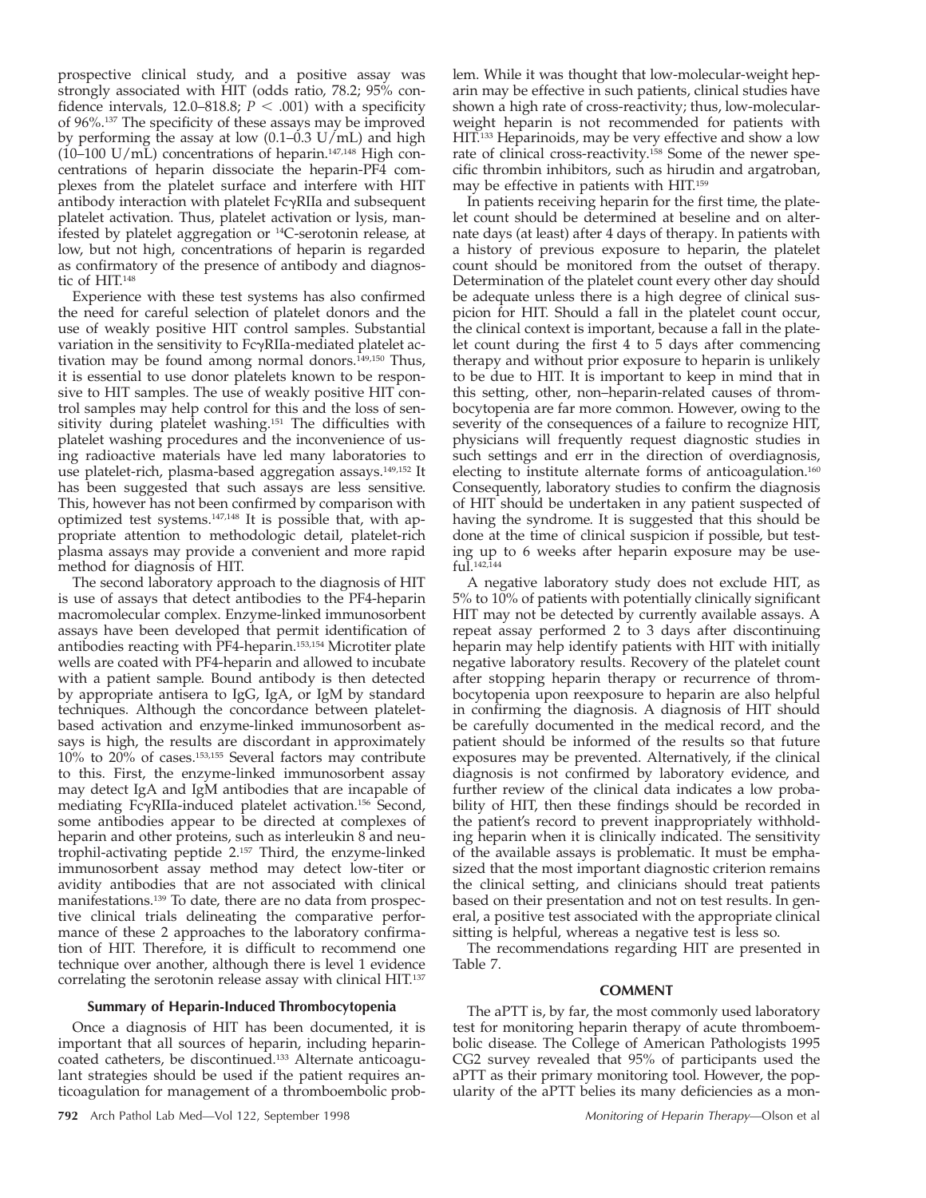prospective clinical study, and a positive assay was strongly associated with HIT (odds ratio, 78.2; 95% confidence intervals, 12.0–818.8; $P < .001$) with a specificity of 96%.[137] The specificity of these assays may be improved by performing the assay at low (0.1–0.3 U/mL) and high (10–100 U/mL) concentrations of heparin.[147,148] High concentrations of heparin dissociate the heparin-PF4 complexes from the platelet surface and interfere with HIT antibody interaction with platelet FcγRIIa and subsequent platelet activation. Thus, platelet activation or lysis, manifested by platelet aggregation or $^{14}$C-serotonin release, at low, but not high, concentrations of heparin is regarded as confirmatory of the presence of antibody and diagnostic of HIT.[148]

Experience with these test systems has also confirmed the need for careful selection of platelet donors and the use of weakly positive HIT control samples. Substantial variation in the sensitivity to FcγRIIa-mediated platelet activation may be found among normal donors.[149,150] Thus, it is essential to use donor platelets known to be responsive to HIT samples. The use of weakly positive HIT control samples may help control for this and the loss of sensitivity during platelet washing.[151] The difficulties with platelet washing procedures and the inconvenience of using radioactive materials have led many laboratories to use platelet-rich, plasma-based aggregation assays.[149,152] It has been suggested that such assays are less sensitive. This, however has not been confirmed by comparison with optimized test systems.[147,148] It is possible that, with appropriate attention to methodologic detail, platelet-rich plasma assays may provide a convenient and more rapid method for diagnosis of HIT.

The second laboratory approach to the diagnosis of HIT is use of assays that detect antibodies to the PF4-heparin macromolecular complex. Enzyme-linked immunosorbent assays have been developed that permit identification of antibodies reacting with PF4-heparin.[153,154] Microtiter plate wells are coated with PF4-heparin and allowed to incubate with a patient sample. Bound antibody is then detected by appropriate antisera to IgG, IgA, or IgM by standard techniques. Although the concordance between platelet-based activation and enzyme-linked immunosorbent assays is high, the results are discordant in approximately 10% to 20% of cases.[153,155] Several factors may contribute to this. First, the enzyme-linked immunosorbent assay may detect IgA and IgM antibodies that are incapable of mediating FcγRIIa-induced platelet activation.[156] Second, some antibodies appear to be directed at complexes of heparin and other proteins, such as interleukin 8 and neutrophil-activating peptide 2.[157] Third, the enzyme-linked immunosorbent assay method may detect low-titer or avidity antibodies that are not associated with clinical manifestations.[139] To date, there are no data from prospective clinical trials delineating the comparative performance of these 2 approaches to the laboratory confirmation of HIT. Therefore, it is difficult to recommend one technique over another, although there is level 1 evidence correlating the serotonin release assay with clinical HIT.[137]

### Summary of Heparin-Induced Thrombocytopenia

Once a diagnosis of HIT has been documented, it is important that all sources of heparin, including heparin-coated catheters, be discontinued.[133] Alternate anticoagulant strategies should be used if the patient requires anticoagulation for management of a thromboembolic problem. While it was thought that low-molecular-weight heparin may be effective in such patients, clinical studies have shown a high rate of cross-reactivity; thus, low-molecular-weight heparin is not recommended for patients with HIT.[133] Heparinoids, may be very effective and show a low rate of clinical cross-reactivity.[158] Some of the newer specific thrombin inhibitors, such as hirudin and argatroban, may be effective in patients with HIT.[159]

In patients receiving heparin for the first time, the platelet count should be determined at beseline and on alternate days (at least) after 4 days of therapy. In patients with a history of previous exposure to heparin, the platelet count should be monitored from the outset of therapy. Determination of the platelet count every other day should be adequate unless there is a high degree of clinical suspicion for HIT. Should a fall in the platelet count occur, the clinical context is important, because a fall in the platelet count during the first 4 to 5 days after commencing therapy and without prior exposure to heparin is unlikely to be due to HIT. It is important to keep in mind that in this setting, other, non–heparin-related causes of thrombocytopenia are far more common. However, owing to the severity of the consequences of a failure to recognize HIT, physicians will frequently request diagnostic studies in such settings and err in the direction of overdiagnosis, electing to institute alternate forms of anticoagulation.[160] Consequently, laboratory studies to confirm the diagnosis of HIT should be undertaken in any patient suspected of having the syndrome. It is suggested that this should be done at the time of clinical suspicion if possible, but testing up to 6 weeks after heparin exposure may be useful.[142,144]

A negative laboratory study does not exclude HIT, as 5% to 10% of patients with potentially clinically significant HIT may not be detected by currently available assays. A repeat assay performed 2 to 3 days after discontinuing heparin may help identify patients with HIT with initially negative laboratory results. Recovery of the platelet count after stopping heparin therapy or recurrence of thrombocytopenia upon reexposure to heparin are also helpful in confirming the diagnosis. A diagnosis of HIT should be carefully documented in the medical record, and the patient should be informed of the results so that future exposures may be prevented. Alternatively, if the clinical diagnosis is not confirmed by laboratory evidence, and further review of the clinical data indicates a low probability of HIT, then these findings should be recorded in the patient's record to prevent inappropriately withholding heparin when it is clinically indicated. The sensitivity of the available assays is problematic. It must be emphasized that the most important diagnostic criterion remains the clinical setting, and clinicians should treat patients based on their presentation and not on test results. In general, a positive test associated with the appropriate clinical sitting is helpful, whereas a negative test is less so.

The recommendations regarding HIT are presented in Table 7.

## COMMENT

The aPTT is, by far, the most commonly used laboratory test for monitoring heparin therapy of acute thromboembolic disease. The College of American Pathologists 1995 CG2 survey revealed that 95% of participants used the aPTT as their primary monitoring tool. However, the popularity of the aPTT belies its many deficiencies as a mon-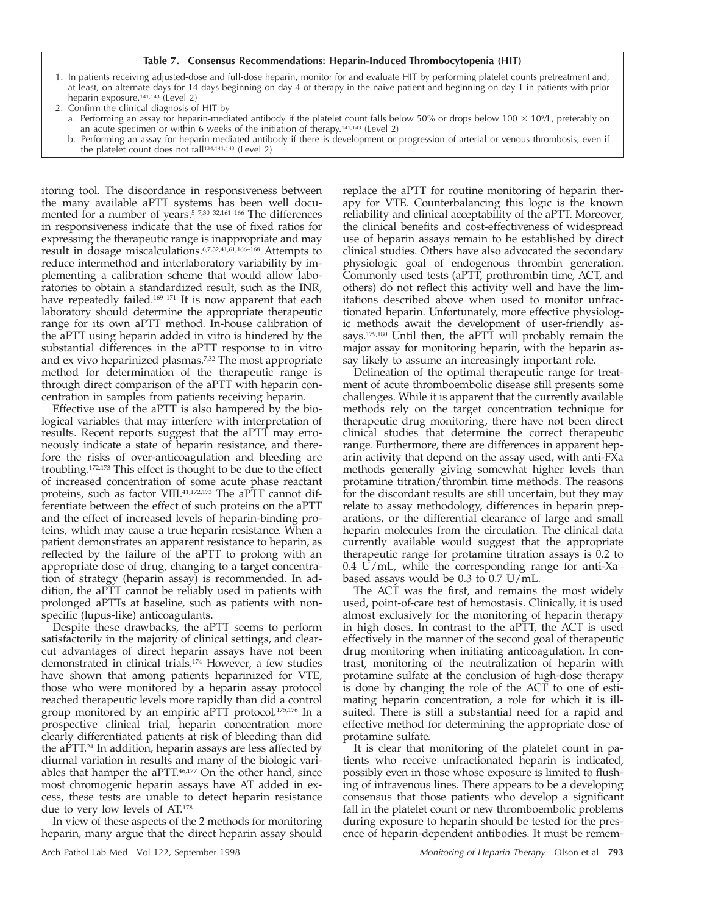**Table 7. Consensus Recommendations: Heparin-Induced Thrombocytopenia (HIT)**

1. In patients receiving adjusted-dose and full-dose heparin, monitor for and evaluate HIT by performing platelet counts pretreatment and, at least, on alternate days for 14 days beginning on day 4 of therapy in the naive patient and beginning on day 1 in patients with prior heparin exposure.[141,143] (Level 2)
2. Confirm the clinical diagnosis of HIT by
   a. Performing an assay for heparin-mediated antibody if the platelet count falls below 50% or drops below $100 \times 10^9$/L, preferably on an acute specimen or within 6 weeks of the initiation of therapy.[141,143] (Level 2)
   b. Performing an assay for heparin-mediated antibody if there is development or progression of arterial or venous thrombosis, even if the platelet count does not fall[134,141,143] (Level 2)

itoring tool. The discordance in responsiveness between the many available aPTT systems has been well documented for a number of years.[5–7,30–32,161–166] The differences in responsiveness indicate that the use of fixed ratios for expressing the therapeutic range is inappropriate and may result in dosage miscalculations.[6,7,32,41,61,166–168] Attempts to reduce intermethod and interlaboratory variability by implementing a calibration scheme that would allow laboratories to obtain a standardized result, such as the INR, have repeatedly failed.[169–171] It is now apparent that each laboratory should determine the appropriate therapeutic range for its own aPTT method. In-house calibration of the aPTT using heparin added in vitro is hindered by the substantial differences in the aPTT response to in vitro and ex vivo heparinized plasmas.[7,32] The most appropriate method for determination of the therapeutic range is through direct comparison of the aPTT with heparin concentration in samples from patients receiving heparin.

Effective use of the aPTT is also hampered by the biological variables that may interfere with interpretation of results. Recent reports suggest that the aPTT may erroneously indicate a state of heparin resistance, and therefore the risks of over-anticoagulation and bleeding are troubling.[172,173] This effect is thought to be due to the effect of increased concentration of some acute phase reactant proteins, such as factor VIII.[41,172,173] The aPTT cannot differentiate between the effect of such proteins on the aPTT and the effect of increased levels of heparin-binding proteins, which may cause a true heparin resistance. When a patient demonstrates an apparent resistance to heparin, as reflected by the failure of the aPTT to prolong with an appropriate dose of drug, changing to a target concentration of strategy (heparin assay) is recommended. In addition, the aPTT cannot be reliably used in patients with prolonged aPTTs at baseline, such as patients with nonspecific (lupus-like) anticoagulants.

Despite these drawbacks, the aPTT seems to perform satisfactorily in the majority of clinical settings, and clear-cut advantages of direct heparin assays have not been demonstrated in clinical trials.[174] However, a few studies have shown that among patients heparinized for VTE, those who were monitored by a heparin assay protocol reached therapeutic levels more rapidly than did a control group monitored by an empiric aPTT protocol.[175,176] In a prospective clinical trial, heparin concentration more clearly differentiated patients at risk of bleeding than did the aPTT.[24] In addition, heparin assays are less affected by diurnal variation in results and many of the biologic variables that hamper the aPTT.[46,177] On the other hand, since most chromogenic heparin assays have AT added in excess, these tests are unable to detect heparin resistance due to very low levels of AT.[178]

In view of these aspects of the 2 methods for monitoring heparin, many argue that the direct heparin assay should replace the aPTT for routine monitoring of heparin therapy for VTE. Counterbalancing this logic is the known reliability and clinical acceptability of the aPTT. Moreover, the clinical benefits and cost-effectiveness of widespread use of heparin assays remain to be established by direct clinical studies. Others have also advocated the secondary physiologic goal of endogenous thrombin generation. Commonly used tests (aPTT, prothrombin time, ACT, and others) do not reflect this activity well and have the limitations described above when used to monitor unfractionated heparin. Unfortunately, more effective physiologic methods await the development of user-friendly assays.[179,180] Until then, the aPTT will probably remain the major assay for monitoring heparin, with the heparin assay likely to assume an increasingly important role.

Delineation of the optimal therapeutic range for treatment of acute thromboembolic disease still presents some challenges. While it is apparent that the currently available methods rely on the target concentration technique for therapeutic drug monitoring, there have not been direct clinical studies that determine the correct therapeutic range. Furthermore, there are differences in apparent heparin activity that depend on the assay used, with anti-FXa methods generally giving somewhat higher levels than protamine titration/thrombin time methods. The reasons for the discordant results are still uncertain, but they may relate to assay methodology, differences in heparin preparations, or the differential clearance of large and small heparin molecules from the circulation. The clinical data currently available would suggest that the appropriate therapeutic range for protamine titration assays is 0.2 to 0.4 U/mL, while the corresponding range for anti-Xa–based assays would be 0.3 to 0.7 U/mL.

The ACT was the first, and remains the most widely used, point-of-care test of hemostasis. Clinically, it is used almost exclusively for the monitoring of heparin therapy in high doses. In contrast to the aPTT, the ACT is used effectively in the manner of the second goal of therapeutic drug monitoring when initiating anticoagulation. In contrast, monitoring of the neutralization of heparin with protamine sulfate at the conclusion of high-dose therapy is done by changing the role of the ACT to one of estimating heparin concentration, a role for which it is ill-suited. There is still a substantial need for a rapid and effective method for determining the appropriate dose of protamine sulfate.

It is clear that monitoring of the platelet count in patients who receive unfractionated heparin is indicated, possibly even in those whose exposure is limited to flushing of intravenous lines. There appears to be a developing consensus that those patients who develop a significant fall in the platelet count or new thromboembolic problems during exposure to heparin should be tested for the presence of heparin-dependent antibodies. It must be remem-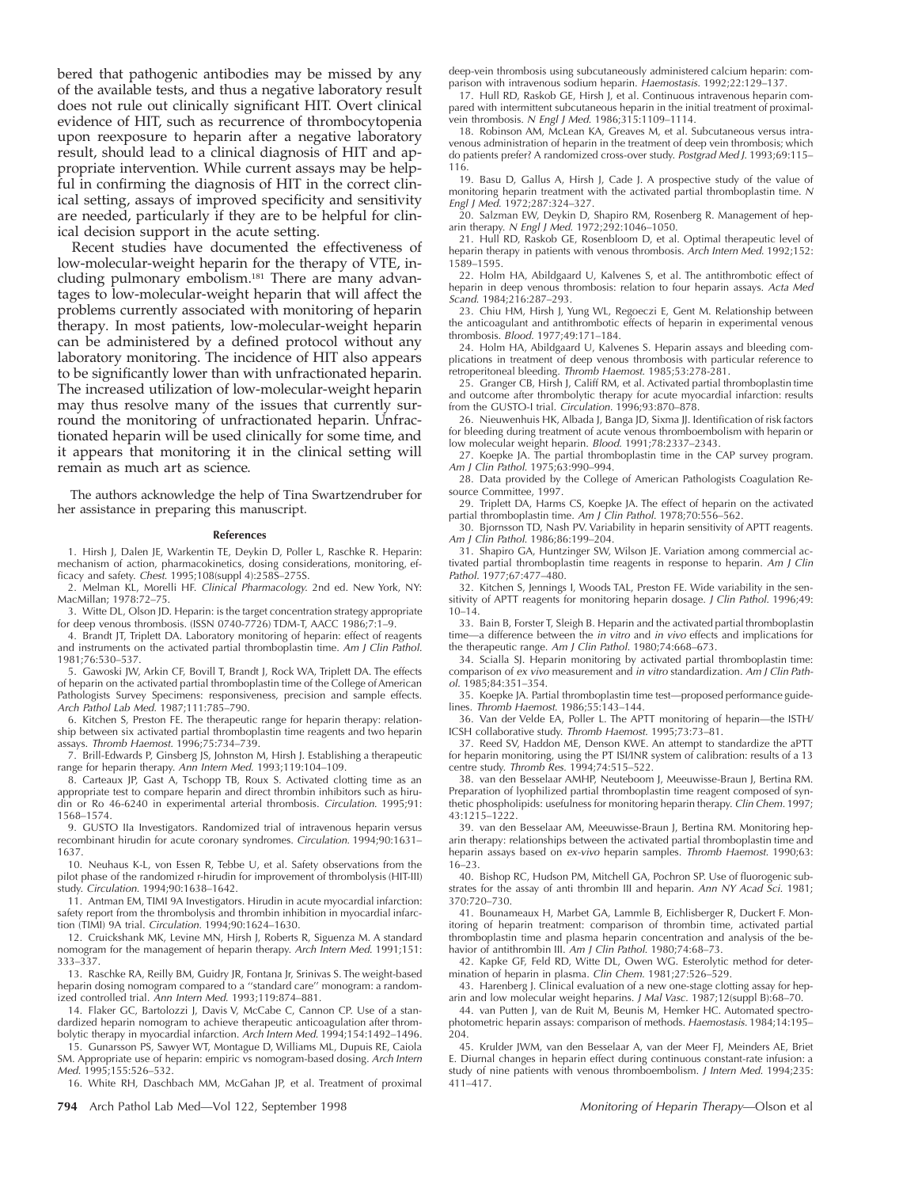bered that pathogenic antibodies may be missed by any of the available tests, and thus a negative laboratory result does not rule out clinically significant HIT. Overt clinical evidence of HIT, such as recurrence of thrombocytopenia upon reexposure to heparin after a negative laboratory result, should lead to a clinical diagnosis of HIT and appropriate intervention. While current assays may be helpful in confirming the diagnosis of HIT in the correct clinical setting, assays of improved specificity and sensitivity are needed, particularly if they are to be helpful for clinical decision support in the acute setting.

Recent studies have documented the effectiveness of low-molecular-weight heparin for the therapy of VTE, including pulmonary embolism.[181] There are many advantages to low-molecular-weight heparin that will affect the problems currently associated with monitoring of heparin therapy. In most patients, low-molecular-weight heparin can be administered by a defined protocol without any laboratory monitoring. The incidence of HIT also appears to be significantly lower than with unfractionated heparin. The increased utilization of low-molecular-weight heparin may thus resolve many of the issues that currently surround the monitoring of unfractionated heparin. Unfractionated heparin will be used clinically for some time, and it appears that monitoring it in the clinical setting will remain as much art as science.

The authors acknowledge the help of Tina Swartzendruber for her assistance in preparing this manuscript.

### References

1. Hirsh J, Dalen JE, Warkentin TE, Deykin D, Poller L, Raschke R. Heparin: mechanism of action, pharmacokinetics, dosing considerations, monitoring, efficacy and safety. *Chest.* 1995;108(suppl 4):258S–275S.
2. Melman KL, Morelli HF. *Clinical Pharmacology.* 2nd ed. New York, NY: MacMillan; 1978:72–75.
3. Witte DL, Olson JD. Heparin: is the target concentration strategy appropriate for deep venous thrombosis. (ISSN 0740-7726) TDM-T, AACC 1986;7:1–9.
4. Brandt JT, Triplett DA. Laboratory monitoring of heparin: effect of reagents and instruments on the activated partial thromboplastin time. *Am J Clin Pathol.* 1981;76:530–537.
5. Gawoski JW, Arkin CF, Bovill T, Brandt J, Rock WA, Triplett DA. The effects of heparin on the activated partial thromboplastin time of the College of American Pathologists Survey Specimens: responsiveness, precision and sample effects. *Arch Pathol Lab Med.* 1987;111:785–790.
6. Kitchen S, Preston FE. The therapeutic range for heparin therapy: relationship between six activated partial thromboplastin time reagents and two heparin assays. *Thromb Haemost.* 1996;75:734–739.
7. Brill-Edwards P, Ginsberg JS, Johnston M, Hirsh J. Establishing a therapeutic range for heparin therapy. *Ann Intern Med.* 1993;119:104–109.
8. Carteaux JP, Gast A, Tschopp TB, Roux S. Activated clotting time as an appropriate test to compare heparin and direct thrombin inhibitors such as hirudin or Ro 46-6240 in experimental arterial thrombosis. *Circulation.* 1995;91: 1568–1574.
9. GUSTO IIa Investigators. Randomized trial of intravenous heparin versus recombinant hirudin for acute coronary syndromes. *Circulation.* 1994;90:1631–1637.
10. Neuhaus K-L, von Essen R, Tebbe U, et al. Safety observations from the pilot phase of the randomized r-hirudin for improvement of thrombolysis (HIT-III) study. *Circulation.* 1994;90:1638–1642.
11. Antman EM, TIMI 9A Investigators. Hirudin in acute myocardial infarction: safety report from the thrombolysis and thrombin inhibition in myocardial infarction (TIMI) 9A trial. *Circulation.* 1994;90:1624–1630.
12. Cruickshank MK, Levine MN, Hirsh J, Roberts R, Siguenza M. A standard nomogram for the management of heparin therapy. *Arch Intern Med.* 1991;151: 333–337.
13. Raschke RA, Reilly BM, Guidry JR, Fontana Jr, Srinivas S. The weight-based heparin dosing nomogram compared to a ''standard care'' monogram: a randomized controlled trial. *Ann Intern Med.* 1993;119:874–881.
14. Flaker GC, Bartolozzi J, Davis V, McCabe C, Cannon CP. Use of a standardized heparin nomogram to achieve therapeutic anticoagulation after thrombolytic therapy in myocardial infarction. *Arch Intern Med.* 1994;154:1492–1496.
15. Gunarsson PS, Sawyer WT, Montague D, Williams ML, Dupuis RE, Caiola SM. Appropriate use of heparin: empiric vs nomogram-based dosing. *Arch Intern Med.* 1995;155:526–532.
16. White RH, Daschbach MM, McGahan JP, et al. Treatment of proximal deep-vein thrombosis using subcutaneously administered calcium heparin: comparison with intravenous sodium heparin. *Haemostasis.* 1992;22:129–137.
17. Hull RD, Raskob GE, Hirsh J, et al. Continuous intravenous heparin compared with intermittent subcutaneous heparin in the initial treatment of proximal-vein thrombosis. *N Engl J Med.* 1986;315:1109–1114.
18. Robinson AM, McLean KA, Greaves M, et al. Subcutaneous versus intravenous administration of heparin in the treatment of deep vein thrombosis; which do patients prefer? A randomized cross-over study. *Postgrad Med J.* 1993;69:115–116.
19. Basu D, Gallus A, Hirsh J, Cade J. A prospective study of the value of monitoring heparin treatment with the activated partial thromboplastin time. *N Engl J Med.* 1972;287:324–327.
20. Salzman EW, Deykin D, Shapiro RM, Rosenberg R. Management of heparin therapy. *N Engl J Med.* 1972;292:1046–1050.
21. Hull RD, Raskob GE, Rosenbloom D, et al. Optimal therapeutic level of heparin therapy in patients with venous thrombosis. *Arch Intern Med.* 1992;152: 1589–1595.
22. Holm HA, Abildgaard U, Kalvenes S, et al. The antithrombotic effect of heparin in deep venous thrombosis: relation to four heparin assays. *Acta Med Scand.* 1984;216:287–293.
23. Chiu HM, Hirsh J, Yung WL, Regoeczi E, Gent M. Relationship between the anticoagulant and antithrombotic effects of heparin in experimental venous thrombosis. *Blood.* 1977;49:171–184.
24. Holm HA, Abildgaard U, Kalvenes S. Heparin assays and bleeding complications in treatment of deep venous thrombosis with particular reference to retroperitoneal bleeding. *Thromb Haemost.* 1985;53:278-281.
25. Granger CB, Hirsh J, Califf RM, et al. Activated partial thromboplastin time and outcome after thrombolytic therapy for acute myocardial infarction: results from the GUSTO-I trial. *Circulation.* 1996;93:870–878.
26. Nieuwenhuis HK, Albada J, Banga JD, Sixma JJ. Identification of risk factors for bleeding during treatment of acute venous thromboembolism with heparin or low molecular weight heparin. *Blood.* 1991;78:2337–2343.
27. Koepke JA. The partial thromboplastin time in the CAP survey program. *Am J Clin Pathol.* 1975;63:990–994.
28. Data provided by the College of American Pathologists Coagulation Resource Committee, 1997.
29. Triplett DA, Harms CS, Koepke JA. The effect of heparin on the activated partial thromboplastin time. *Am J Clin Pathol.* 1978;70:556–562.
30. Bjornsson TD, Nash PV. Variability in heparin sensitivity of APTT reagents. *Am J Clin Pathol.* 1986;86:199–204.
31. Shapiro GA, Huntzinger SW, Wilson JE. Variation among commercial activated partial thromboplastin time reagents in response to heparin. *Am J Clin Pathol.* 1977;67:477–480.
32. Kitchen S, Jennings I, Woods TAL, Preston FE. Wide variability in the sensitivity of APTT reagents for monitoring heparin dosage. *J Clin Pathol.* 1996;49: 10–14.
33. Bain B, Forster T, Sleigh B. Heparin and the activated partial thromboplastin time—a difference between the *in vitro* and *in vivo* effects and implications for the therapeutic range. *Am J Clin Pathol.* 1980;74:668–673.
34. Scialla SJ. Heparin monitoring by activated partial thromboplastin time: comparison of *ex vivo* measurement and *in vitro* standardization. *Am J Clin Pathol.* 1985;84:351–354.
35. Koepke JA. Partial thromboplastin time test—proposed performance guidelines. *Thromb Haemost.* 1986;55:143–144.
36. Van der Velde EA, Poller L. The APTT monitoring of heparin—the ISTH/ICSH collaborative study. *Thromb Haemost.* 1995;73:73–81.
37. Reed SV, Haddon ME, Denson KWE. An attempt to standardize the aPTT for heparin monitoring, using the PT ISI/INR system of calibration: results of a 13 centre study. *Thromb Res.* 1994;74:515–522.
38. van den Besselaar AMHP, Neuteboom J, Meeuwisse-Braun J, Bertina RM. Preparation of lyophilized partial thromboplastin time reagent composed of synthetic phospholipids: usefulness for monitoring heparin therapy. *Clin Chem.* 1997; 43:1215–1222.
39. van den Besselaar AM, Meeuwisse-Braun J, Bertina RM. Monitoring heparin therapy: relationships between the activated partial thromboplastin time and heparin assays based on *ex-vivo* heparin samples. *Thromb Haemost.* 1990;63: 16–23.
40. Bishop RC, Hudson PM, Mitchell GA, Pochron SP. Use of fluorogenic substrates for the assay of anti thrombin III and heparin. *Ann NY Acad Sci.* 1981; 370:720–730.
41. Bounameaux H, Marbet GA, Lammle B, Eichlisberger R, Duckert F. Monitoring of heparin treatment: comparison of thrombin time, activated partial thromboplastin time and plasma heparin concentration and analysis of the behavior of antithrombin III. *Am J Clin Pathol.* 1980;74:68–73.
42. Kapke GF, Feld RD, Witte DL, Owen WG. Esterolytic method for determination of heparin in plasma. *Clin Chem.* 1981;27:526–529.
43. Harenberg J. Clinical evaluation of a new one-stage clotting assay for heparin and low molecular weight heparins. *J Mal Vasc.* 1987;12(suppl B):68–70.
44. van Putten J, van de Ruit M, Beunis M, Hemker HC. Automated spectrophotometric heparin assays: comparison of methods. *Haemostasis.* 1984;14:195–204.
45. Krulder JWM, van den Besselaar A, van der Meer FJ, Meinders AE, Briet E. Diurnal changes in heparin effect during continuous constant-rate infusion: a study of nine patients with venous thromboembolism. *J Intern Med.* 1994;235: 411–417.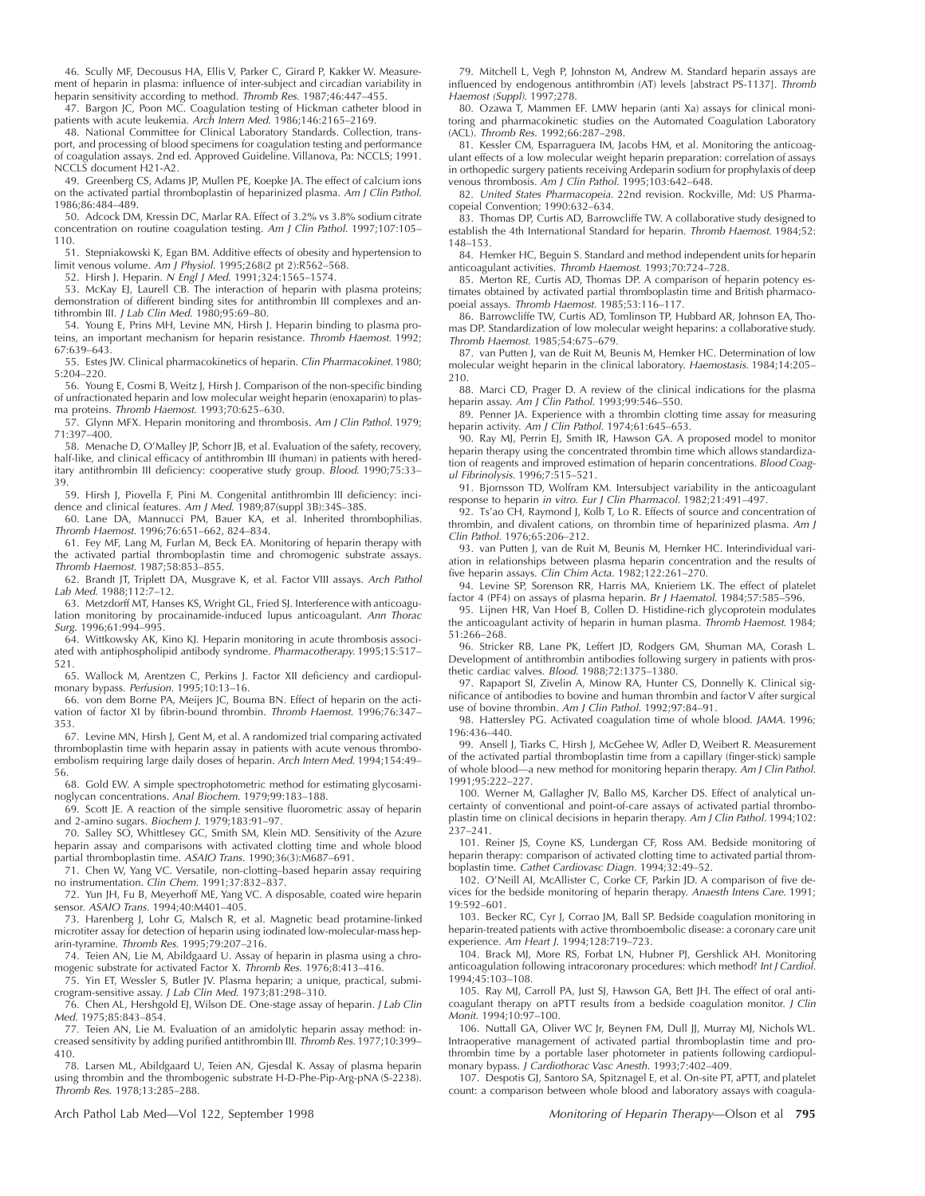46. Scully MF, Decousus HA, Ellis V, Parker C, Girard P, Kakker W. Measurement of heparin in plasma: influence of inter-subject and circadian variability in heparin sensitivity according to method. *Thromb Res.* 1987;46:447–455.

47. Bargon JC, Poon MC. Coagulation testing of Hickman catheter blood in patients with acute leukemia. *Arch Intern Med.* 1986;146:2165–2169.

48. National Committee for Clinical Laboratory Standards. Collection, transport, and processing of blood specimens for coagulation testing and performance of coagulation assays. 2nd ed. Approved Guideline. Villanova, Pa: NCCLS; 1991. NCCLS document H21-A2.

49. Greenberg CS, Adams JP, Mullen PE, Koepke JA. The effect of calcium ions on the activated partial thromboplastin of heparinized plasma. *Am J Clin Pathol.* 1986;86:484–489.

50. Adcock DM, Kressin DC, Marlar RA. Effect of 3.2% vs 3.8% sodium citrate concentration on routine coagulation testing. *Am J Clin Pathol.* 1997;107:105–110.

51. Stepniakowski K, Egan BM. Additive effects of obesity and hypertension to limit venous volume. *Am J Physiol.* 1995;268(2 pt 2):R562–568.

52. Hirsh J. Heparin. *N Engl J Med.* 1991;324:1565–1574.

53. McKay EJ, Laurell CB. The interaction of heparin with plasma proteins; demonstration of different binding sites for antithrombin III complexes and antithrombin III. *J Lab Clin Med.* 1980;95:69–80.

54. Young E, Prins MH, Levine MN, Hirsh J. Heparin binding to plasma proteins, an important mechanism for heparin resistance. *Thromb Haemost.* 1992; 67:639–643.

55. Estes JW. Clinical pharmacokinetics of heparin. *Clin Pharmacokinet.* 1980; 5:204–220.

56. Young E, Cosmi B, Weitz J, Hirsh J. Comparison of the non-specific binding of unfractionated heparin and low molecular weight heparin (enoxaparin) to plasma proteins. *Thromb Haemost.* 1993;70:625–630.

57. Glynn MFX. Heparin monitoring and thrombosis. *Am J Clin Pathol.* 1979; 71:397–400.

58. Menache D, O'Malley JP, Schorr JB, et al. Evaluation of the safety, recovery, half-like, and clinical efficacy of antithrombin III (human) in patients with hereditary antithrombin III deficiency: cooperative study group. *Blood.* 1990;75:33–39.

59. Hirsh J, Piovella F, Pini M. Congenital antithrombin III deficiency: incidence and clinical features. *Am J Med.* 1989;87(suppl 3B):34S–38S.

60. Lane DA, Mannucci PM, Bauer KA, et al. Inherited thrombophilias. *Thromb Haemost.* 1996;76:651–662, 824–834.

61. Fey MF, Lang M, Furlan M, Beck EA. Monitoring of heparin therapy with the activated partial thromboplastin time and chromogenic substrate assays. *Thromb Haemost.* 1987;58:853–855.

62. Brandt JT, Triplett DA, Musgrave K, et al. Factor VIII assays. *Arch Pathol Lab Med.* 1988;112:7–12.

63. Metzdorff MT, Hanses KS, Wright GL, Fried SJ. Interference with anticoagulation monitoring by procainamide-induced lupus anticoagulant. *Ann Thorac Surg.* 1996;61:994–995.

64. Wittkowsky AK, Kino KJ. Heparin monitoring in acute thrombosis associated with antiphospholipid antibody syndrome. *Pharmacotherapy.* 1995;15:517–521.

65. Wallock M, Arentzen C, Perkins J. Factor XII deficiency and cardiopulmonary bypass. *Perfusion.* 1995;10:13–16.

66. von dem Borne PA, Meijers JC, Bouma BN. Effect of heparin on the activation of factor XI by fibrin-bound thrombin. *Thromb Haemost.* 1996;76:347–353.

67. Levine MN, Hirsh J, Gent M, et al. A randomized trial comparing activated thromboplastin time with heparin assay in patients with acute venous thromboembolism requiring large daily doses of heparin. *Arch Intern Med.* 1994;154:49–56.

68. Gold EW. A simple spectrophotometric method for estimating glycosaminoglycan concentrations. *Anal Biochem.* 1979;99:183–188.

69. Scott JE. A reaction of the simple sensitive fluorometric assay of heparin and 2-amino sugars. *Biochem J.* 1979;183:91–97.

70. Salley SO, Whittlesey GC, Smith SM, Klein MD. Sensitivity of the Azure heparin assay and comparisons with activated clotting time and whole blood partial thromboplastin time. *ASAIO Trans.* 1990;36(3):M687–691.

71. Chen W, Yang VC. Versatile, non-clotting–based heparin assay requiring no instrumentation. *Clin Chem.* 1991;37:832–837.

72. Yun JH, Fu B, Meyerhoff ME, Yang VC. A disposable, coated wire heparin sensor. *ASAIO Trans.* 1994;40:M401–405.

73. Harenberg J, Lohr G, Malsch R, et al. Magnetic bead protamine-linked microtiter assay for detection of heparin using iodinated low-molecular-mass heparin-tyramine. *Thromb Res.* 1995;79:207–216.

74. Teien AN, Lie M, Abildgaard U. Assay of heparin in plasma using a chromogenic substrate for activated Factor X. *Thromb Res.* 1976;8:413–416.

75. Yin ET, Wessler S, Butler JV. Plasma heparin; a unique, practical, submicrogram-sensitive assay. *J Lab Clin Med.* 1973;81:298–310.

76. Chen AL, Hershgold EJ, Wilson DE. One-stage assay of heparin. *J Lab Clin Med.* 1975;85:843–854.

77. Teien AN, Lie M. Evaluation of an amidolytic heparin assay method: increased sensitivity by adding purified antithrombin III. *Thromb Res.* 1977;10:399–410.

78. Larsen ML, Abildgaard U, Teien AN, Gjesdal K. Assay of plasma heparin using thrombin and the thrombogenic substrate H-D-Phe-Pip-Arg-pNA (S-2238). *Thromb Res.* 1978;13:285–288.

79. Mitchell L, Vegh P, Johnston M, Andrew M. Standard heparin assays are influenced by endogenous antithrombin (AT) levels [abstract PS-1137]. *Thromb Haemost (Suppl).* 1997;278.

80. Ozawa T, Mammen EF. LMW heparin (anti Xa) assays for clinical monitoring and pharmacokinetic studies on the Automated Coagulation Laboratory (ACL). *Thromb Res.* 1992;66:287–298.

81. Kessler CM, Esparraguera IM, Jacobs HM, et al. Monitoring the anticoagulant effects of a low molecular weight heparin preparation: correlation of assays in orthopedic surgery patients receiving Ardeparin sodium for prophylaxis of deep venous thrombosis. *Am J Clin Pathol.* 1995;103:642–648.

82. *United States Pharmacopeia.* 22nd revision. Rockville, Md: US Pharmacopeial Convention; 1990:632–634.

83. Thomas DP, Curtis AD, Barrowcliffe TW. A collaborative study designed to establish the 4th International Standard for heparin. *Thromb Haemost.* 1984;52: 148–153.

84. Hemker HC, Beguin S. Standard and method independent units for heparin anticoagulant activities. *Thromb Haemost.* 1993;70:724–728.

85. Merton RE, Curtis AD, Thomas DP. A comparison of heparin potency estimates obtained by activated partial thromboplastin time and British pharmacopoeial assays. *Thromb Haemost.* 1985;53:116–117.

86. Barrowcliffe TW, Curtis AD, Tomlinson TP, Hubbard AR, Johnson EA, Thomas DP. Standardization of low molecular weight heparins: a collaborative study. *Thromb Haemost.* 1985;54:675–679.

87. van Putten J, van de Ruit M, Beunis M, Hemker HC. Determination of low molecular weight heparin in the clinical laboratory. *Haemostasis.* 1984;14:205–210.

88. Marci CD, Prager D. A review of the clinical indications for the plasma heparin assay. *Am J Clin Pathol.* 1993;99:546–550.

89. Penner JA. Experience with a thrombin clotting time assay for measuring heparin activity. *Am J Clin Pathol.* 1974;61:645–653.

90. Ray MJ, Perrin EJ, Smith IR, Hawson GA. A proposed model to monitor heparin therapy using the concentrated thrombin time which allows standardization of reagents and improved estimation of heparin concentrations. *Blood Coagul Fibrinolysis.* 1996;7:515–521.

91. Bjornsson TD, Wolfram KM. Intersubject variability in the anticoagulant response to heparin *in vitro. Eur J Clin Pharmacol.* 1982;21:491–497.

92. Ts'ao CH, Raymond J, Kolb T, Lo R. Effects of source and concentration of thrombin, and divalent cations, on thrombin time of heparinized plasma. *Am J Clin Pathol.* 1976;65:206–212.

93. van Putten J, van de Ruit M, Beunis M, Hemker HC. Interindividual variation in relationships between plasma heparin concentration and the results of five heparin assays. *Clin Chim Acta.* 1982;122:261–270.

94. Levine SP, Sorenson RR, Harris MA, Knieriem LK. The effect of platelet factor 4 (PF4) on assays of plasma heparin. *Br J Haematol.* 1984;57:585–596.

95. Lijnen HR, Van Hoef B, Collen D. Histidine-rich glycoprotein modulates the anticoagulant activity of heparin in human plasma. *Thromb Haemost.* 1984; 51:266–268.

96. Stricker RB, Lane PK, Leffert JD, Rodgers GM, Shuman MA, Corash L. Development of antithrombin antibodies following surgery in patients with prosthetic cardiac valves. *Blood.* 1988;72:1375–1380.

97. Rapaport SI, Zivelin A, Minow RA, Hunter CS, Donnelly K. Clinical significance of antibodies to bovine and human thrombin and factor V after surgical use of bovine thrombin. *Am J Clin Pathol.* 1992;97:84–91.

98. Hattersley PG. Activated coagulation time of whole blood. *JAMA.* 1996; 196:436–440.

99. Ansell J, Tiarks C, Hirsh J, McGehee W, Adler D, Weibert R. Measurement of the activated partial thromboplastin time from a capillary (finger-stick) sample of whole blood—a new method for monitoring heparin therapy. *Am J Clin Pathol.* 1991;95:222–227.

100. Werner M, Gallagher JV, Ballo MS, Karcher DS. Effect of analytical uncertainty of conventional and point-of-care assays of activated partial thromboplastin time on clinical decisions in heparin therapy. *Am J Clin Pathol.* 1994;102: 237–241.

101. Reiner JS, Coyne KS, Lundergan CF, Ross AM. Bedside monitoring of heparin therapy: comparison of activated clotting time to activated partial thromboplastin time. *Cathet Cardiovasc Diagn.* 1994;32:49–52.

102. O'Neill AI, McAllister C, Corke CF, Parkin JD. A comparison of five devices for the bedside monitoring of heparin therapy. *Anaesth Intens Care.* 1991; 19:592–601.

103. Becker RC, Cyr J, Corrao JM, Ball SP. Bedside coagulation monitoring in heparin-treated patients with active thromboembolic disease: a coronary care unit experience. *Am Heart J.* 1994;128:719–723.

104. Brack MJ, More RS, Forbat LN, Hubner PJ, Gershlick AH. Monitoring anticoagulation following intracoronary procedures: which method? *Int J Cardiol.* 1994;45:103–108.

105. Ray MJ, Carroll PA, Just SJ, Hawson GA, Bett JH. The effect of oral anticoagulant therapy on APTT results from a bedside coagulation monitor. *J Clin Monit.* 1994;10:97–100.

106. Nuttall GA, Oliver WC Jr, Beynen FM, Dull JJ, Murray MJ, Nichols WL. Intraoperative management of activated partial thromboplastin time and prothrombin time by a portable laser photometer in patients following cardiopulmonary bypass. *J Cardiothorac Vasc Anesth.* 1993;7:402–409.

107. Despotis GJ, Santoro SA, Spitznagel E, et al. On-site PT, aPTT, and platelet count: a comparison between whole blood and laboratory assays with coagula-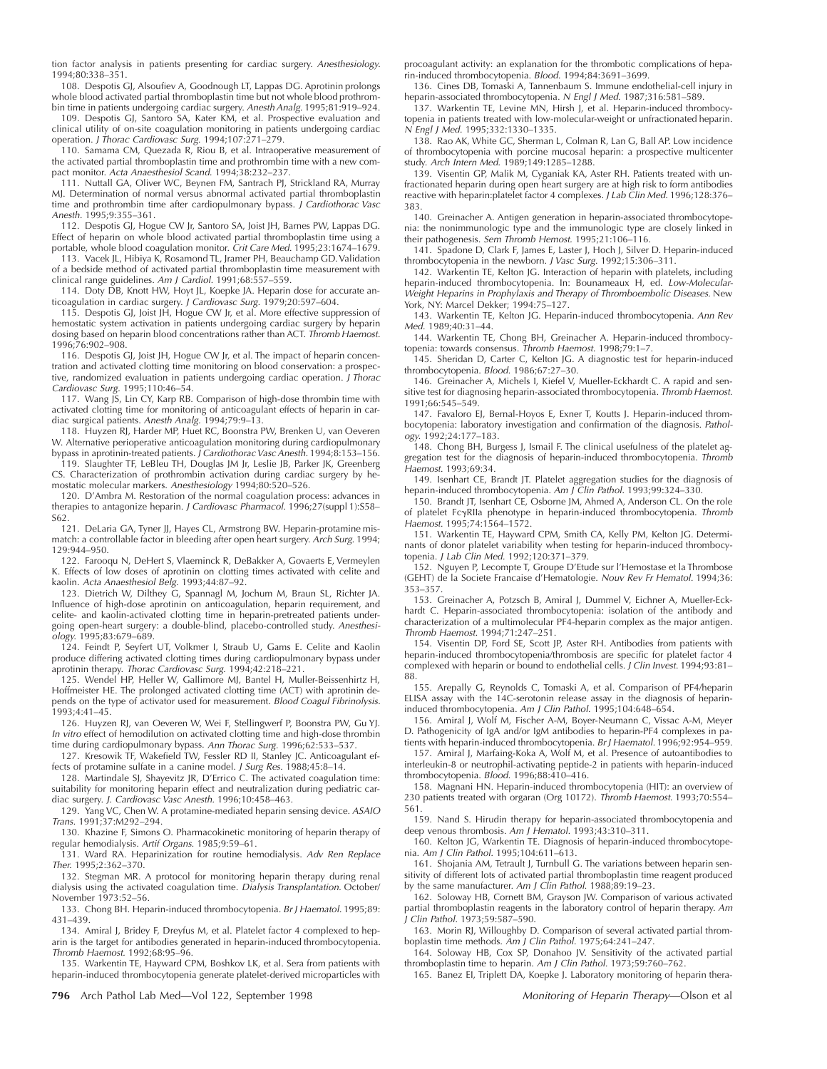tion factor analysis in patients presenting for cardiac surgery. *Anesthesiology.* 1994;80:338–351.

108. Despotis GJ, Alsoufiev A, Goodnough LT, Lappas DG. Aprotinin prolongs whole blood activated partial thromboplastin time but not whole blood prothrombin time in patients undergoing cardiac surgery. *Anesth Analg.* 1995;81:919–924.

109. Despotis GJ, Santoro SA, Kater KM, et al. Prospective evaluation and clinical utility of on-site coagulation monitoring in patients undergoing cardiac operation. *J Thorac Cardiovasc Surg.* 1994;107:271–279.

110. Samama CM, Quezada R, Riou B, et al. Intraoperative measurement of the activated partial thromboplastin time and prothrombin time with a new compact monitor. *Acta Anaesthesiol Scand.* 1994;38:232–237.

111. Nuttall GA, Oliver WC, Beynen FM, Santrach PJ, Strickland RA, Murray MJ. Determination of normal versus abnormal activated partial thromboplastin time and prothrombin time after cardiopulmonary bypass. *J Cardiothorac Vasc Anesth.* 1995;9:355–361.

112. Despotis GJ, Hogue CW Jr, Santoro SA, Joist JH, Barnes PW, Lappas DG. Effect of heparin on whole blood activated partial thromboplastin time using a portable, whole blood coagulation monitor. *Crit Care Med.* 1995;23:1674–1679.

113. Vacek JL, Hibiya K, Rosamond TL, Jramer PH, Beauchamp GD. Validation of a bedside method of activated partial thromboplastin time measurement with clinical range guidelines. *Am J Cardiol.* 1991;68:557–559.

114. Doty DB, Knott HW, Hoyt JL, Koepke JA. Heparin dose for accurate anticoagulation in cardiac surgery. *J Cardiovasc Surg.* 1979;20:597–604.

115. Despotis GJ, Joist JH, Hogue CW Jr, et al. More effective suppression of hemostatic system activation in patients undergoing cardiac surgery by heparin dosing based on heparin blood concentrations rather than ACT. *Thromb Haemost.* 1996;76:902–908.

116. Despotis GJ, Joist JH, Hogue CW Jr, et al. The impact of heparin concentration and activated clotting time monitoring on blood conservation: a prospective, randomized evaluation in patients undergoing cardiac operation. *J Thorac Cardiovasc Surg.* 1995;110:46–54.

117. Wang JS, Lin CY, Karp RB. Comparison of high-dose thrombin time with activated clotting time for monitoring of anticoagulant effects of heparin in cardiac surgical patients. *Anesth Analg.* 1994;79:9–13.

118. Huyzen RJ, Harder MP, Huet RC, Boonstra PW, Brenken U, van Oeveren W. Alternative perioperative anticoagulation monitoring during cardiopulmonary bypass in aprotinin-treated patients. *J Cardiothorac Vasc Anesth.* 1994;8:153–156.

119. Slaughter TF, LeBleu TH, Douglas JM Jr, Leslie JB, Parker JK, Greenberg CS. Characterization of prothrombin activation during cardiac surgery by hemostatic molecular markers. *Anesthesiology* 1994;80:520–526.

120. D'Ambra M. Restoration of the normal coagulation process: advances in therapies to antagonize heparin. *J Cardiovasc Pharmacol.* 1996;27(suppl 1):S58–S62.

121. DeLaria GA, Tyner JJ, Hayes CL, Armstrong BW. Heparin-protamine mismatch: a controllable factor in bleeding after open heart surgery. *Arch Surg.* 1994;129:944–950.

122. Farooqu N, DeHert S, Vlaeminck R, DeBakker A, Govaerts E, Vermeylen K. Effects of low doses of aprotinin on clotting times activated with celite and kaolin. *Acta Anaesthesiol Belg.* 1993;44:87–92.

123. Dietrich W, Dilthey G, Spannagl M, Jochum M, Braun SL, Richter JA. Influence of high-dose aprotinin on anticoagulation, heparin requirement, and celite- and kaolin-activated clotting time in heparin-pretreated patients undergoing open-heart surgery: a double-blind, placebo-controlled study. *Anesthesiology.* 1995;83:679–689.

124. Feindt P, Seyfert UT, Volkmer I, Straub U, Gams E. Celite and Kaolin produce differing activated clotting times during cardiopulmonary bypass under aprotinin therapy. *Thorac Cardiovasc Surg.* 1994;42:218–221.

125. Wendel HP, Heller W, Gallimore MJ, Bantel H, Muller-Beissenhirtz H, Hoffmeister HE. The prolonged activated clotting time (ACT) with aprotinin depends on the type of activator used for measurement. *Blood Coagul Fibrinolysis.* 1993;4:41–45.

126. Huyzen RJ, van Oeveren W, Wei F, Stellingwerf P, Boonstra PW, Gu YJ. *In vitro* effect of hemodilution on activated clotting time and high-dose thrombin time during cardiopulmonary bypass. *Ann Thorac Surg.* 1996;62:533–537.

127. Kresowik TF, Wakefield TW, Fessler RD II, Stanley JC. Anticoagulant effects of protamine sulfate in a canine model. *J Surg Res.* 1988;45:8–14.

128. Martindale SJ, Shayevitz JR, D'Errico C. The activated coagulation time: suitability for monitoring heparin effect and neutralization during pediatric cardiac surgery. *J. Cardiovasc Vasc Anesth.* 1996;10:458–463.

129. Yang VC, Chen W. A protamine-mediated heparin sensing device. *ASAIO Trans.* 1991;37:M292–294.

130. Khazine F, Simons O. Pharmacokinetic monitoring of heparin therapy of regular hemodialysis. *Artif Organs.* 1985;9:59–61.

131. Ward RA. Heparinization for routine hemodialysis. *Adv Ren Replace Ther.* 1995;2:362–370.

132. Stegman MR. A protocol for monitoring heparin therapy during renal dialysis using the activated coagulation time. *Dialysis Transplantation.* October/November 1973:52–56.

133. Chong BH. Heparin-induced thrombocytopenia. *Br J Haematol.* 1995;89:431–439.

134. Amiral J, Bridey F, Dreyfus M, et al. Platelet factor 4 complexed to heparin is the target for antibodies generated in heparin-induced thrombocytopenia. *Thromb Haemost.* 1992;68:95–96.

135. Warkentin TE, Hayward CPM, Boshkov LK, et al. Sera from patients with heparin-induced thrombocytopenia generate platelet-derived microparticles with procoagulant activity: an explanation for the thrombotic complications of heparin-induced thrombocytopenia. *Blood.* 1994;84:3691–3699.

136. Cines DB, Tomaski A, Tannenbaum S. Immune endothelial-cell injury in heparin-associated thrombocytopenia. *N Engl J Med.* 1987;316:581–589.

137. Warkentin TE, Levine MN, Hirsh J, et al. Heparin-induced thrombocytopenia in patients treated with low-molecular-weight or unfractionated heparin. *N Engl J Med.* 1995;332:1330–1335.

138. Rao AK, White GC, Sherman L, Colman R, Lan G, Ball AP. Low incidence of thrombocytopenia with porcine mucosal heparin: a prospective multicenter study. *Arch Intern Med.* 1989;149:1285–1288.

139. Visentin GP, Malik M, Cyganiak KA, Aster RH. Patients treated with unfractionated heparin during open heart surgery are at high risk to form antibodies reactive with heparin:platelet factor 4 complexes. *J Lab Clin Med.* 1996;128:376–383.

140. Greinacher A. Antigen generation in heparin-associated thrombocytopenia: the nonimmunologic type and the immunologic type are closely linked in their pathogenesis. *Sem Thromb Hemost.* 1995;21:106–116.

141. Spadone D, Clark F, James E, Laster J, Hoch J, Silver D. Heparin-induced thrombocytopenia in the newborn. *J Vasc Surg.* 1992;15:306–311.

142. Warkentin TE, Kelton JG. Interaction of heparin with platelets, including heparin-induced thrombocytopenia. In: Bounameaux H, ed. *Low-Molecular-Weight Heparins in Prophylaxis and Therapy of Thromboembolic Diseases.* New York, NY: Marcel Dekker; 1994:75–127.

143. Warkentin TE, Kelton JG. Heparin-induced thrombocytopenia. *Ann Rev Med.* 1989;40:31–44.

144. Warkentin TE, Chong BH, Greinacher A. Heparin-induced thrombocytopenia: towards consensus. *Thromb Haemost.* 1998;79:1–7.

145. Sheridan D, Carter C, Kelton JG. A diagnostic test for heparin-induced thrombocytopenia. *Blood.* 1986;67:27–30.

146. Greinacher A, Michels I, Kiefel V, Mueller-Eckhardt C. A rapid and sensitive test for diagnosing heparin-associated thrombocytopenia. *Thromb Haemost.* 1991;66:545–549.

147. Favaloro EJ, Bernal-Hoyos E, Exner T, Koutts J. Heparin-induced thrombocytopenia: laboratory investigation and confirmation of the diagnosis. *Pathology.* 1992;24:177–183.

148. Chong BH, Burgess J, Ismail F. The clinical usefulness of the platelet aggregation test for the diagnosis of heparin-induced thrombocytopenia. *Thromb Haemost.* 1993;69:34.

149. Isenhart CE, Brandt JT. Platelet aggregation studies for the diagnosis of heparin-induced thrombocytopenia. *Am J Clin Pathol.* 1993;99:324–330.

150. Brandt JT, Isenhart CE, Osborne JM, Ahmed A, Anderson CL. On the role of platelet FcγRIIa phenotype in heparin-induced thrombocytopenia. *Thromb Haemost.* 1995;74:1564–1572.

151. Warkentin TE, Hayward CPM, Smith CA, Kelly PM, Kelton JG. Determinants of donor platelet variability when testing for heparin-induced thrombocytopenia. *J Lab Clin Med.* 1992;120:371–379.

152. Nguyen P, Lecompte T, Groupe D'Etude sur l'Hemostase et la Thrombose (GEHT) de la Societe Francaise d'Hematologie. *Nouv Rev Fr Hematol.* 1994;36:353–357.

153. Greinacher A, Potzsch B, Amiral J, Dummel V, Eichner A, Mueller-Eckhardt C. Heparin-associated thrombocytopenia: isolation of the antibody and characterization of a multimolecular PF4-heparin complex as the major antigen. *Thromb Haemost.* 1994;71:247–251.

154. Visentin DP, Ford SE, Scott JP, Aster RH. Antibodies from patients with heparin-induced thrombocytopenia/thrombosis are specific for platelet factor 4 complexed with heparin or bound to endothelial cells. *J Clin Invest.* 1994;93:81–88.

155. Arepally G, Reynolds C, Tomaski A, et al. Comparison of PF4/heparin ELISA assay with the 14C-serotonin release assay in the diagnosis of heparin-induced thrombocytopenia. *Am J Clin Pathol.* 1995;104:648–654.

156. Amiral J, Wolf M, Fischer A-M, Boyer-Neumann C, Vissac A-M, Meyer D. Pathogenicity of IgA and/or IgM antibodies to heparin-PF4 complexes in patients with heparin-induced thrombocytopenia. *Br J Haematol.* 1996;92:954–959.

157. Amiral J, Marfaing-Koka A, Wolf M, et al. Presence of autoantibodies to interleukin-8 or neutrophil-activating peptide-2 in patients with heparin-induced thrombocytopenia. *Blood.* 1996;88:410–416.

158. Magnani HN. Heparin-induced thrombocytopenia (HIT): an overview of 230 patients treated with organ (Org 10172). *Thromb Haemost.* 1993;70:554–561.

159. Nand S. Hirudin therapy for heparin-associated thrombocytopenia and deep venous thrombosis. *Am J Hematol.* 1993;43:310–311.

160. Kelton JG, Warkentin TE. Diagnosis of heparin-induced thrombocytopenia. *Am J Clin Pathol.* 1995;104:611–613.

161. Shojania AM, Tetrault J, Turnbull G. The variations between heparin sensitivity of different lots of activated partial thromboplastin time reagent produced by the same manufacturer. *Am J Clin Pathol.* 1988;89:19–23.

162. Soloway HB, Cornett BM, Grayson JW. Comparison of various activated partial thromboplastin reagents in the laboratory control of heparin therapy. *Am J Clin Pathol.* 1973;59:587–590.

163. Morin RJ, Willoughby D. Comparison of several activated partial thromboplastin time methods. *Am J Clin Pathol.* 1975;64:241–247.

164. Soloway HB, Cox SP, Donahoo JV. Sensitivity of the activated partial thromboplastin time to heparin. *Am J Clin Pathol.* 1973;59:760–762.

165. Banez EI, Triplett DA, Koepke J. Laboratory monitoring of heparin thera-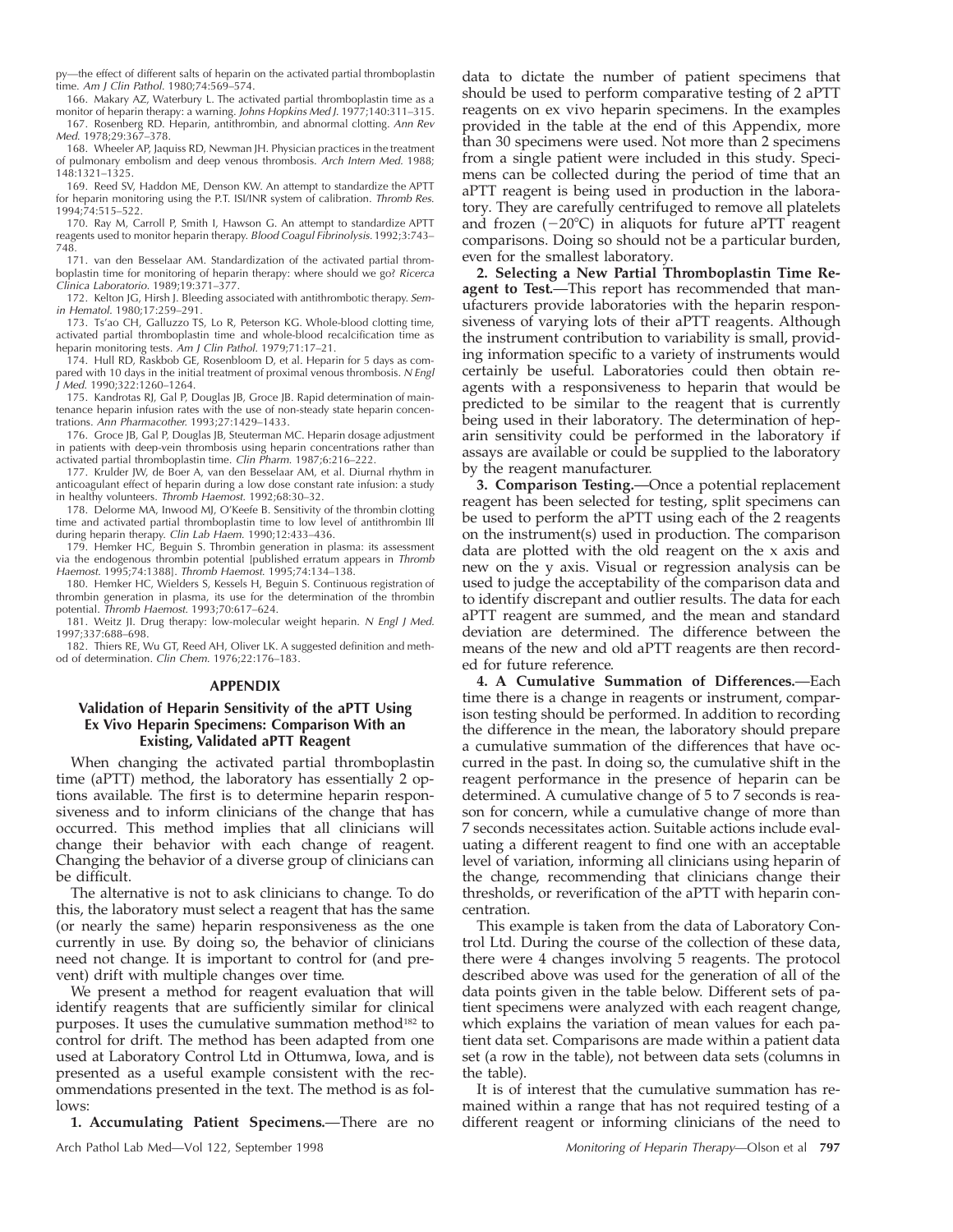py—the effect of different salts of heparin on the activated partial thromboplastin time. *Am J Clin Pathol.* 1980;74:569–574.

166. Makary AZ, Waterbury L. The activated partial thromboplastin time as a monitor of heparin therapy: a warning. *Johns Hopkins Med J.* 1977;140:311–315.

167. Rosenberg RD. Heparin, antithrombin, and abnormal clotting. *Ann Rev Med.* 1978;29:367–378.

168. Wheeler AP, Jaquiss RD, Newman JH. Physician practices in the treatment of pulmonary embolism and deep venous thrombosis. *Arch Intern Med.* 1988; 148:1321–1325.

169. Reed SV, Haddon ME, Denson KW. An attempt to standardize the APTT for heparin monitoring using the P.T. ISI/INR system of calibration. *Thromb Res.* 1994;74:515–522.

170. Ray M, Carroll P, Smith I, Hawson G. An attempt to standardize APTT reagents used to monitor heparin therapy. *Blood Coagul Fibrinolysis.* 1992;3:743–748.

171. van den Besselaar AM. Standardization of the activated partial thromboplastin time for monitoring of heparin therapy: where should we go? *Ricerca Clinica Laboratorio.* 1989;19:371–377.

172. Kelton JG, Hirsh J. Bleeding associated with antithrombotic therapy. *Semin Hematol.* 1980;17:259–291.

173. Ts'ao CH, Galluzzo TS, Lo R, Peterson KG. Whole-blood clotting time, activated partial thromboplastin time and whole-blood recalcification time as heparin monitoring tests. *Am J Clin Pathol.* 1979;71:17–21.

174. Hull RD, Raskbob GE, Rosenbloom D, et al. Heparin for 5 days as compared with 10 days in the initial treatment of proximal venous thrombosis. *N Engl J Med.* 1990;322:1260–1264.

175. Kandrotas RJ, Gal P, Douglas JB, Groce JB. Rapid determination of maintenance heparin infusion rates with the use of non-steady state heparin concentrations. *Ann Pharmacother.* 1993;27:1429–1433.

176. Groce JB, Gal P, Douglas JB, Steuterman MC. Heparin dosage adjustment in patients with deep-vein thrombosis using heparin concentrations rather than activated partial thromboplastin time. *Clin Pharm.* 1987;6:216–222.

177. Krulder JW, de Boer A, van den Besselaar AM, et al. Diurnal rhythm in anticoagulant effect of heparin during a low dose constant rate infusion: a study in healthy volunteers. *Thromb Haemost.* 1992;68:30–32.

178. Delorme MA, Inwood MJ, O'Keefe B. Sensitivity of the thrombin clotting time and activated partial thromboplastin time to low level of antithrombin III during heparin therapy. *Clin Lab Haem.* 1990;12:433–436.

179. Hemker HC, Beguin S. Thrombin generation in plasma: its assessment via the endogenous thrombin potential [published erratum appears in *Thromb Haemost.* 1995;74:1388]. *Thromb Haemost.* 1995;74:134–138.

180. Hemker HC, Wielders S, Kessels H, Beguin S. Continuous registration of thrombin generation in plasma, its use for the determination of the thrombin potential. *Thromb Haemost.* 1993;70:617–624.

181. Weitz JI. Drug therapy: low-molecular weight heparin. *N Engl J Med.* 1997;337:688–698.

182. Thiers RE, Wu GT, Reed AH, Oliver LK. A suggested definition and method of determination. *Clin Chem.* 1976;22:176–183.

## APPENDIX

### Validation of Heparin Sensitivity of the aPTT Using Ex Vivo Heparin Specimens: Comparison With an Existing, Validated aPTT Reagent

When changing the activated partial thromboplastin time (aPTT) method, the laboratory has essentially 2 options available. The first is to determine heparin responsiveness and to inform clinicians of the change that has occurred. This method implies that all clinicians will change their behavior with each change of reagent. Changing the behavior of a diverse group of clinicians can be difficult.

The alternative is not to ask clinicians to change. To do this, the laboratory must select a reagent that has the same (or nearly the same) heparin responsiveness as the one currently in use. By doing so, the behavior of clinicians need not change. It is important to control for (and prevent) drift with multiple changes over time.

We present a method for reagent evaluation that will identify reagents that are sufficiently similar for clinical purposes. It uses the cumulative summation method[182] to control for drift. The method has been adapted from one used at Laboratory Control Ltd in Ottumwa, Iowa, and is presented as a useful example consistent with the recommendations presented in the text. The method is as follows:

**1. Accumulating Patient Specimens.**—There are no data to dictate the number of patient specimens that should be used to perform comparative testing of 2 aPTT reagents on ex vivo heparin specimens. In the examples provided in the table at the end of this Appendix, more than 30 specimens were used. Not more than 2 specimens from a single patient were included in this study. Specimens can be collected during the period of time that an aPTT reagent is being used in production in the laboratory. They are carefully centrifuged to remove all platelets and frozen (−20°C) in aliquots for future aPTT reagent comparisons. Doing so should not be a particular burden, even for the smallest laboratory.

**2. Selecting a New Partial Thromboplastin Time Reagent to Test.**—This report has recommended that manufacturers provide laboratories with the heparin responsiveness of varying lots of their aPTT reagents. Although the instrument contribution to variability is small, providing information specific to a variety of instruments would certainly be useful. Laboratories could then obtain reagents with a responsiveness to heparin that would be predicted to be similar to the reagent that is currently being used in their laboratory. The determination of heparin sensitivity could be performed in the laboratory if assays are available or could be supplied to the laboratory by the reagent manufacturer.

**3. Comparison Testing.**—Once a potential replacement reagent has been selected for testing, split specimens can be used to perform the aPTT using each of the 2 reagents on the instrument(s) used in production. The comparison data are plotted with the old reagent on the x axis and new on the y axis. Visual or regression analysis can be used to judge the acceptability of the comparison data and to identify discrepant and outlier results. The data for each aPTT reagent are summed, and the mean and standard deviation are determined. The difference between the means of the new and old aPTT reagents are then recorded for future reference.

**4. A Cumulative Summation of Differences.**—Each time there is a change in reagents or instrument, comparison testing should be performed. In addition to recording the difference in the mean, the laboratory should prepare a cumulative summation of the differences that have occurred in the past. In doing so, the cumulative shift in the reagent performance in the presence of heparin can be determined. A cumulative change of 5 to 7 seconds is reason for concern, while a cumulative change of more than 7 seconds necessitates action. Suitable actions include evaluating a different reagent to find one with an acceptable level of variation, informing all clinicians using heparin of the change, recommending that clinicians change their thresholds, or reverification of the aPTT with heparin concentration.

This example is taken from the data of Laboratory Control Ltd. During the course of the collection of these data, there were 4 changes involving 5 reagents. The protocol described above was used for the generation of all of the data points given in the table below. Different sets of patient specimens were analyzed with each reagent change, which explains the variation of mean values for each patient data set. Comparisons are made within a patient data set (a row in the table), not between data sets (columns in the table).

It is of interest that the cumulative summation has remained within a range that has not required testing of a different reagent or informing clinicians of the need to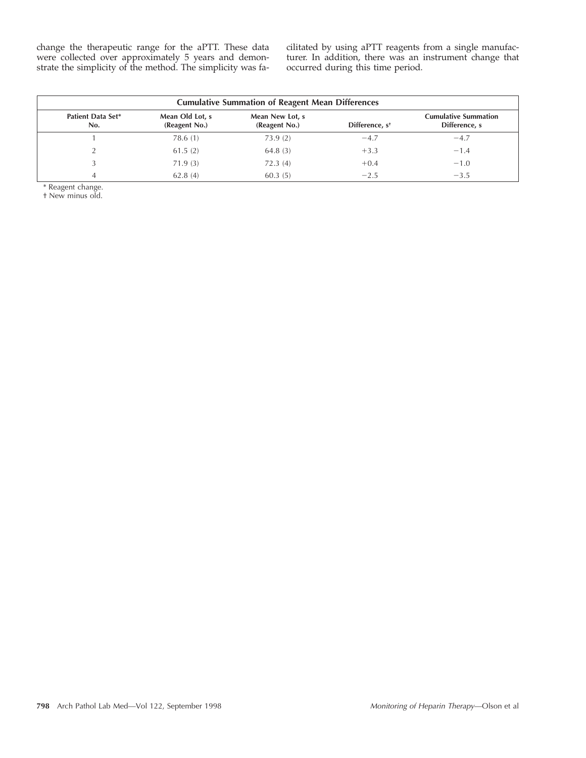change the therapeutic range for the aPTT. These data were collected over approximately 5 years and demonstrate the simplicity of the method. The simplicity was facilitated by using aPTT reagents from a single manufacturer. In addition, there was an instrument change that occurred during this time period.

**Cumulative Summation of Reagent Mean Differences**

| Patient Data Set* No. | Mean Old Lot, s (Reagent No.) | Mean New Lot, s (Reagent No.) | Difference, s† | Cumulative Summation Difference, s |
|---|---|---|---|---|
| 1 | 78.6 (1) | 73.9 (2) | −4.7 | −4.7 |
| 2 | 61.5 (2) | 64.8 (3) | +3.3 | −1.4 |
| 3 | 71.9 (3) | 72.3 (4) | +0.4 | −1.0 |
| 4 | 62.8 (4) | 60.3 (5) | −2.5 | −3.5 |

\* Reagent change.
† New minus old.